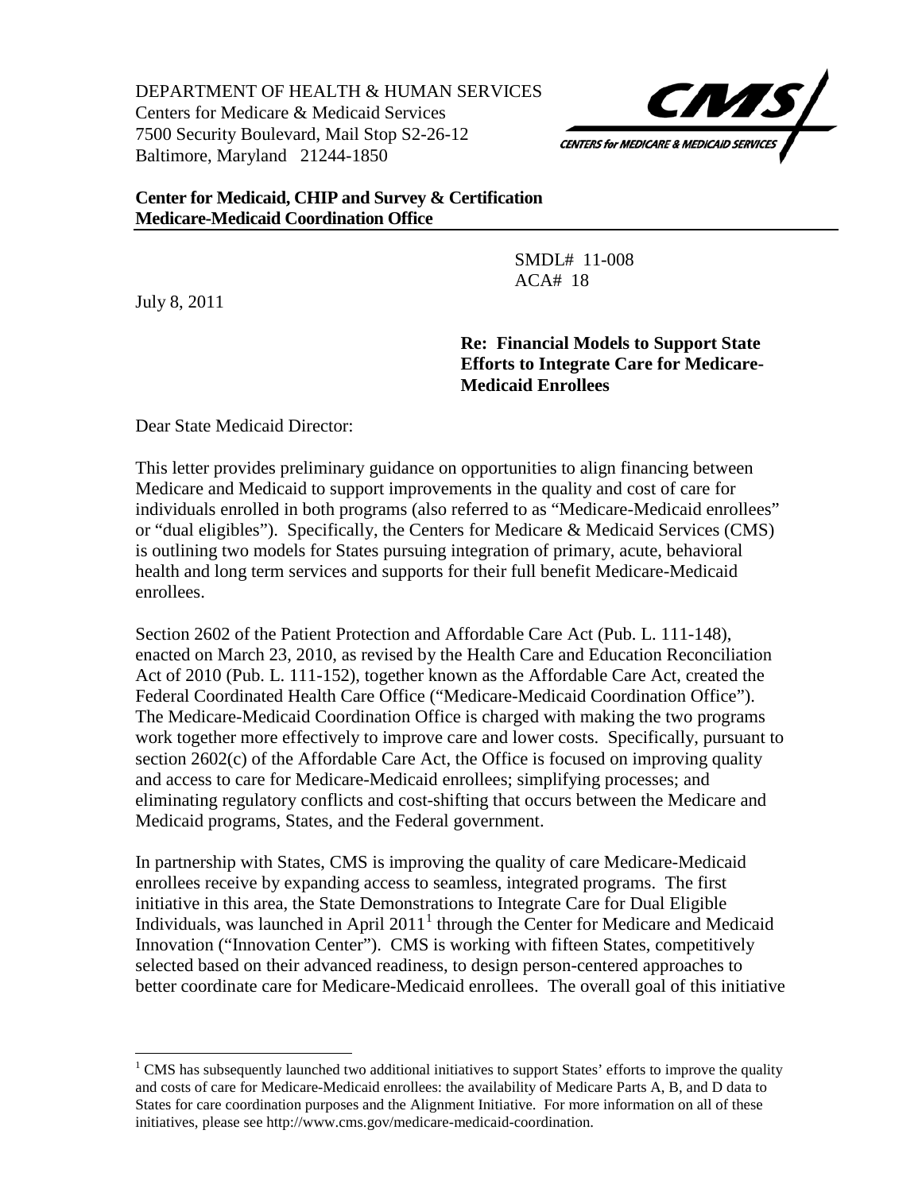DEPARTMENT OF HEALTH & HUMAN SERVICES
Centers for Medicare & Medicaid Services
7500 Security Boulevard, Mail Stop S2-26-12
Baltimore, Maryland 21244-1850

**Center for Medicaid, CHIP and Survey & Certification**
**Medicare-Medicaid Coordination Office**

SMDL# 11-008
ACA# 18

July 8, 2011

**Re: Financial Models to Support State Efforts to Integrate Care for Medicare-Medicaid Enrollees**

Dear State Medicaid Director:

This letter provides preliminary guidance on opportunities to align financing between Medicare and Medicaid to support improvements in the quality and cost of care for individuals enrolled in both programs (also referred to as "Medicare-Medicaid enrollees" or "dual eligibles"). Specifically, the Centers for Medicare & Medicaid Services (CMS) is outlining two models for States pursuing integration of primary, acute, behavioral health and long term services and supports for their full benefit Medicare-Medicaid enrollees.

Section 2602 of the Patient Protection and Affordable Care Act (Pub. L. 111-148), enacted on March 23, 2010, as revised by the Health Care and Education Reconciliation Act of 2010 (Pub. L. 111-152), together known as the Affordable Care Act, created the Federal Coordinated Health Care Office ("Medicare-Medicaid Coordination Office"). The Medicare-Medicaid Coordination Office is charged with making the two programs work together more effectively to improve care and lower costs. Specifically, pursuant to section 2602(c) of the Affordable Care Act, the Office is focused on improving quality and access to care for Medicare-Medicaid enrollees; simplifying processes; and eliminating regulatory conflicts and cost-shifting that occurs between the Medicare and Medicaid programs, States, and the Federal government.

In partnership with States, CMS is improving the quality of care Medicare-Medicaid enrollees receive by expanding access to seamless, integrated programs. The first initiative in this area, the State Demonstrations to Integrate Care for Dual Eligible Individuals, was launched in April 2011[1] through the Center for Medicare and Medicaid Innovation ("Innovation Center"). CMS is working with fifteen States, competitively selected based on their advanced readiness, to design person-centered approaches to better coordinate care for Medicare-Medicaid enrollees. The overall goal of this initiative

[1] CMS has subsequently launched two additional initiatives to support States' efforts to improve the quality and costs of care for Medicare-Medicaid enrollees: the availability of Medicare Parts A, B, and D data to States for care coordination purposes and the Alignment Initiative. For more information on all of these initiatives, please see http://www.cms.gov/medicare-medicaid-coordination.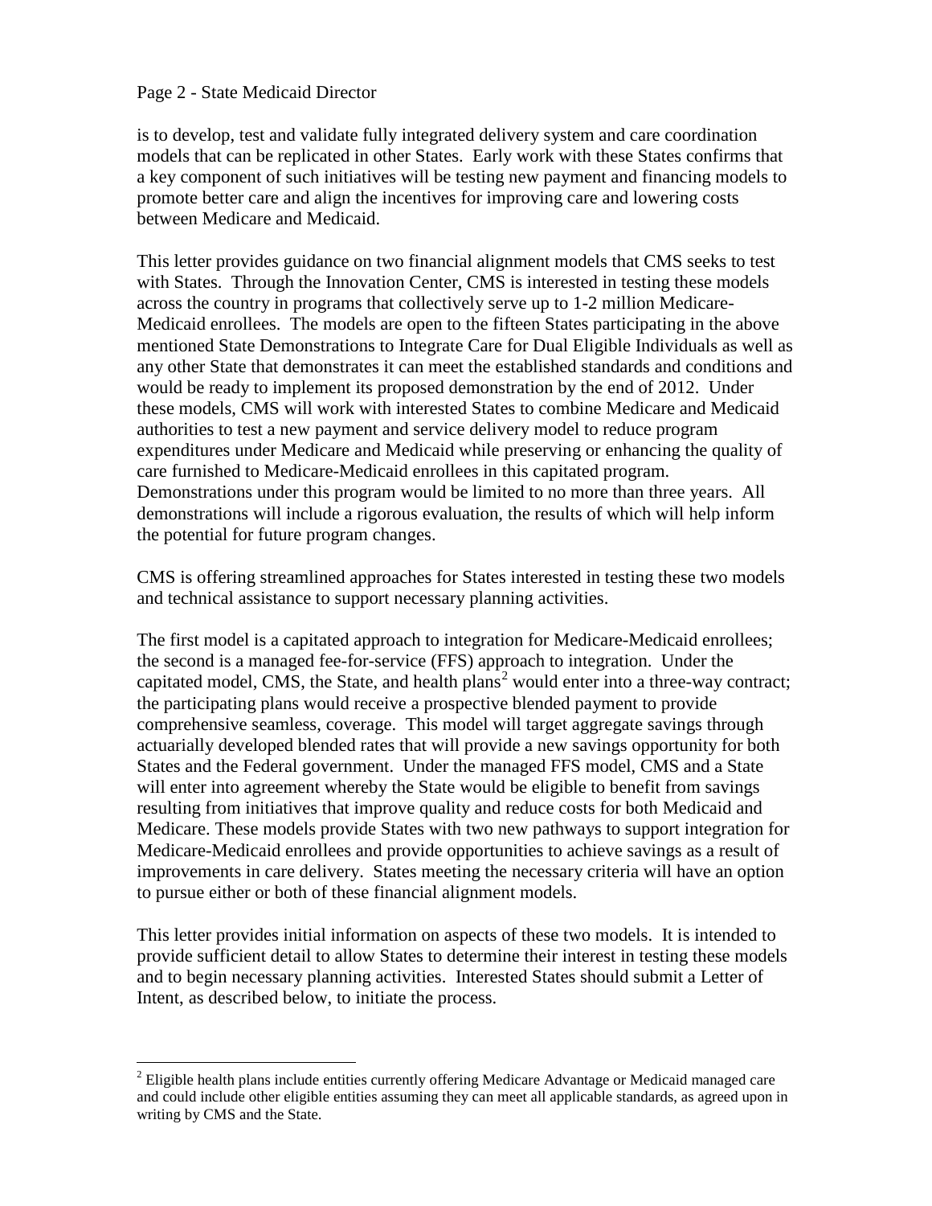is to develop, test and validate fully integrated delivery system and care coordination models that can be replicated in other States. Early work with these States confirms that a key component of such initiatives will be testing new payment and financing models to promote better care and align the incentives for improving care and lowering costs between Medicare and Medicaid.

This letter provides guidance on two financial alignment models that CMS seeks to test with States. Through the Innovation Center, CMS is interested in testing these models across the country in programs that collectively serve up to 1-2 million Medicare-Medicaid enrollees. The models are open to the fifteen States participating in the above mentioned State Demonstrations to Integrate Care for Dual Eligible Individuals as well as any other State that demonstrates it can meet the established standards and conditions and would be ready to implement its proposed demonstration by the end of 2012. Under these models, CMS will work with interested States to combine Medicare and Medicaid authorities to test a new payment and service delivery model to reduce program expenditures under Medicare and Medicaid while preserving or enhancing the quality of care furnished to Medicare-Medicaid enrollees in this capitated program. Demonstrations under this program would be limited to no more than three years. All demonstrations will include a rigorous evaluation, the results of which will help inform the potential for future program changes.

CMS is offering streamlined approaches for States interested in testing these two models and technical assistance to support necessary planning activities.

The first model is a capitated approach to integration for Medicare-Medicaid enrollees; the second is a managed fee-for-service (FFS) approach to integration. Under the capitated model, CMS, the State, and health plans[2] would enter into a three-way contract; the participating plans would receive a prospective blended payment to provide comprehensive seamless, coverage. This model will target aggregate savings through actuarially developed blended rates that will provide a new savings opportunity for both States and the Federal government. Under the managed FFS model, CMS and a State will enter into agreement whereby the State would be eligible to benefit from savings resulting from initiatives that improve quality and reduce costs for both Medicaid and Medicare. These models provide States with two new pathways to support integration for Medicare-Medicaid enrollees and provide opportunities to achieve savings as a result of improvements in care delivery. States meeting the necessary criteria will have an option to pursue either or both of these financial alignment models.

This letter provides initial information on aspects of these two models. It is intended to provide sufficient detail to allow States to determine their interest in testing these models and to begin necessary planning activities. Interested States should submit a Letter of Intent, as described below, to initiate the process.

[2] Eligible health plans include entities currently offering Medicare Advantage or Medicaid managed care and could include other eligible entities assuming they can meet all applicable standards, as agreed upon in writing by CMS and the State.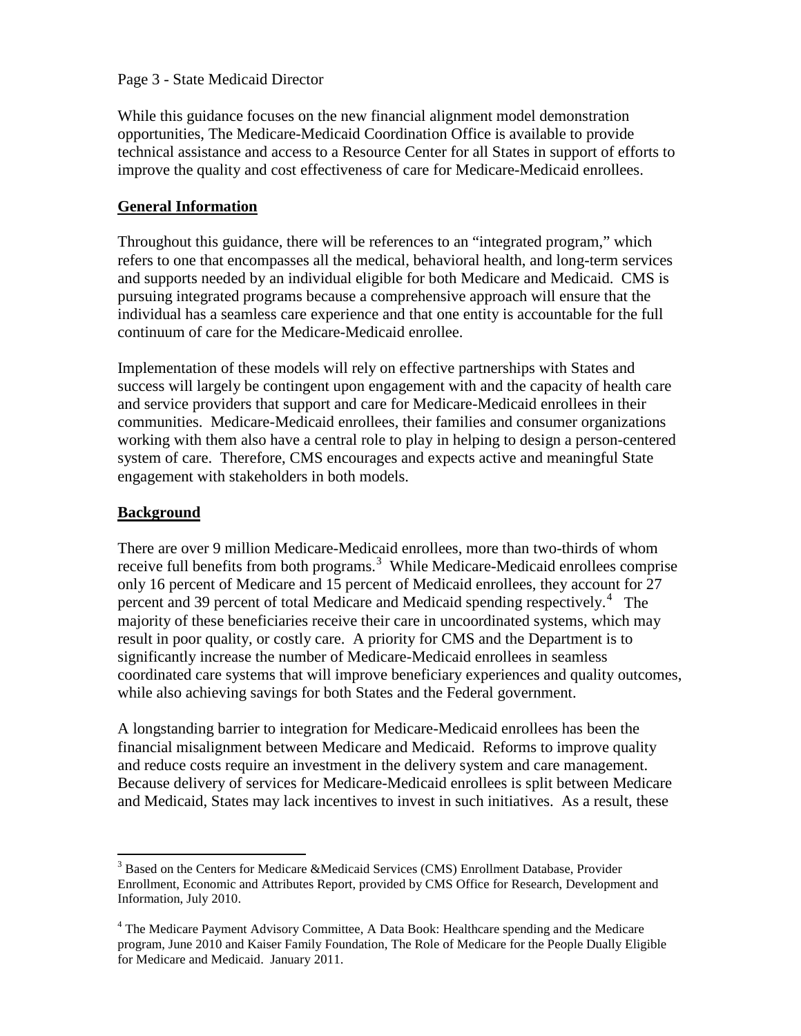While this guidance focuses on the new financial alignment model demonstration opportunities, The Medicare-Medicaid Coordination Office is available to provide technical assistance and access to a Resource Center for all States in support of efforts to improve the quality and cost effectiveness of care for Medicare-Medicaid enrollees.

## General Information

Throughout this guidance, there will be references to an "integrated program," which refers to one that encompasses all the medical, behavioral health, and long-term services and supports needed by an individual eligible for both Medicare and Medicaid. CMS is pursuing integrated programs because a comprehensive approach will ensure that the individual has a seamless care experience and that one entity is accountable for the full continuum of care for the Medicare-Medicaid enrollee.

Implementation of these models will rely on effective partnerships with States and success will largely be contingent upon engagement with and the capacity of health care and service providers that support and care for Medicare-Medicaid enrollees in their communities. Medicare-Medicaid enrollees, their families and consumer organizations working with them also have a central role to play in helping to design a person-centered system of care. Therefore, CMS encourages and expects active and meaningful State engagement with stakeholders in both models.

## Background

There are over 9 million Medicare-Medicaid enrollees, more than two-thirds of whom receive full benefits from both programs.[3] While Medicare-Medicaid enrollees comprise only 16 percent of Medicare and 15 percent of Medicaid enrollees, they account for 27 percent and 39 percent of total Medicare and Medicaid spending respectively.[4] The majority of these beneficiaries receive their care in uncoordinated systems, which may result in poor quality, or costly care. A priority for CMS and the Department is to significantly increase the number of Medicare-Medicaid enrollees in seamless coordinated care systems that will improve beneficiary experiences and quality outcomes, while also achieving savings for both States and the Federal government.

A longstanding barrier to integration for Medicare-Medicaid enrollees has been the financial misalignment between Medicare and Medicaid. Reforms to improve quality and reduce costs require an investment in the delivery system and care management. Because delivery of services for Medicare-Medicaid enrollees is split between Medicare and Medicaid, States may lack incentives to invest in such initiatives. As a result, these

---

[3] Based on the Centers for Medicare &Medicaid Services (CMS) Enrollment Database, Provider Enrollment, Economic and Attributes Report, provided by CMS Office for Research, Development and Information, July 2010.

[4] The Medicare Payment Advisory Committee, A Data Book: Healthcare spending and the Medicare program, June 2010 and Kaiser Family Foundation, The Role of Medicare for the People Dually Eligible for Medicare and Medicaid. January 2011.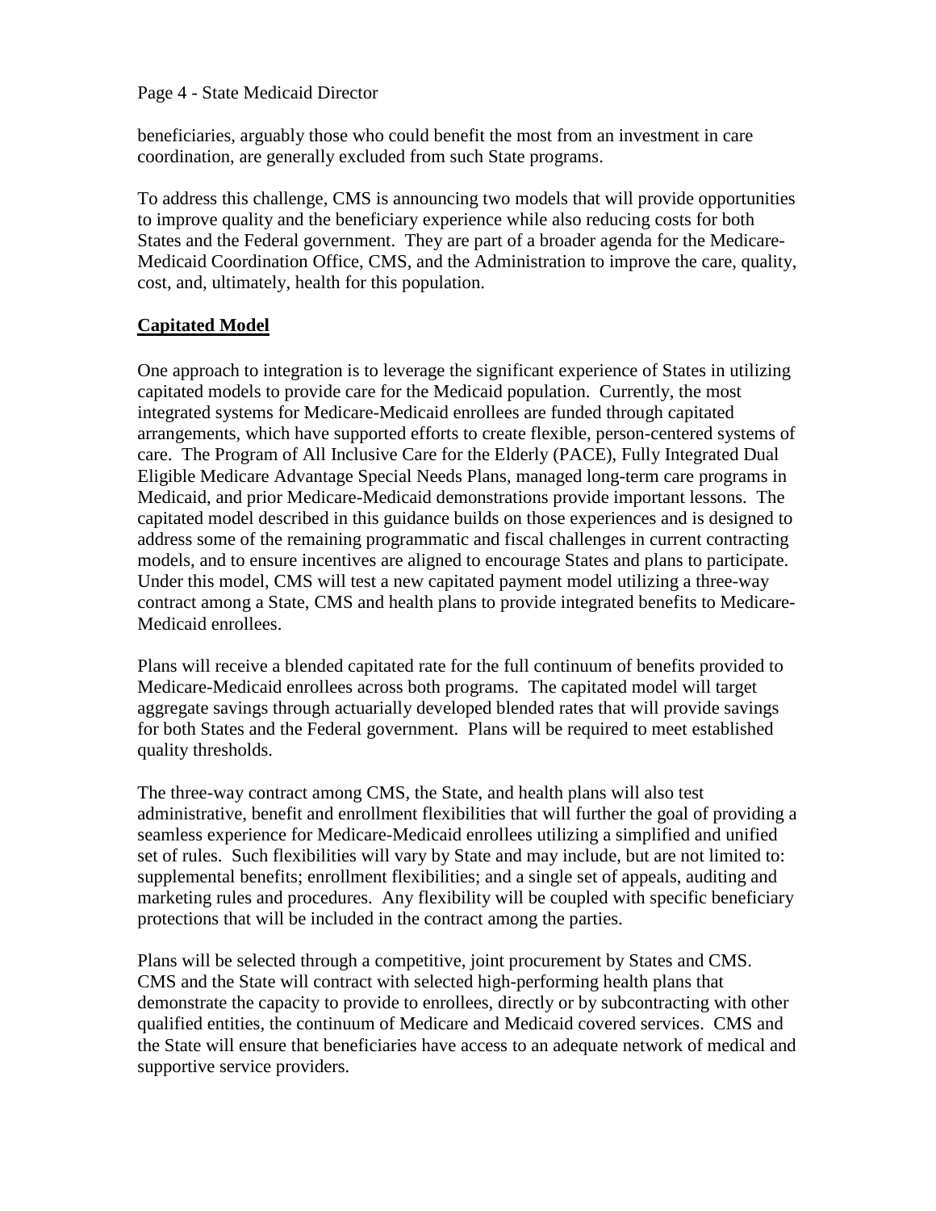beneficiaries, arguably those who could benefit the most from an investment in care coordination, are generally excluded from such State programs.

To address this challenge, CMS is announcing two models that will provide opportunities to improve quality and the beneficiary experience while also reducing costs for both States and the Federal government. They are part of a broader agenda for the Medicare-Medicaid Coordination Office, CMS, and the Administration to improve the care, quality, cost, and, ultimately, health for this population.

## Capitated Model

One approach to integration is to leverage the significant experience of States in utilizing capitated models to provide care for the Medicaid population. Currently, the most integrated systems for Medicare-Medicaid enrollees are funded through capitated arrangements, which have supported efforts to create flexible, person-centered systems of care. The Program of All Inclusive Care for the Elderly (PACE), Fully Integrated Dual Eligible Medicare Advantage Special Needs Plans, managed long-term care programs in Medicaid, and prior Medicare-Medicaid demonstrations provide important lessons. The capitated model described in this guidance builds on those experiences and is designed to address some of the remaining programmatic and fiscal challenges in current contracting models, and to ensure incentives are aligned to encourage States and plans to participate. Under this model, CMS will test a new capitated payment model utilizing a three-way contract among a State, CMS and health plans to provide integrated benefits to Medicare-Medicaid enrollees.

Plans will receive a blended capitated rate for the full continuum of benefits provided to Medicare-Medicaid enrollees across both programs. The capitated model will target aggregate savings through actuarially developed blended rates that will provide savings for both States and the Federal government. Plans will be required to meet established quality thresholds.

The three-way contract among CMS, the State, and health plans will also test administrative, benefit and enrollment flexibilities that will further the goal of providing a seamless experience for Medicare-Medicaid enrollees utilizing a simplified and unified set of rules. Such flexibilities will vary by State and may include, but are not limited to: supplemental benefits; enrollment flexibilities; and a single set of appeals, auditing and marketing rules and procedures. Any flexibility will be coupled with specific beneficiary protections that will be included in the contract among the parties.

Plans will be selected through a competitive, joint procurement by States and CMS. CMS and the State will contract with selected high-performing health plans that demonstrate the capacity to provide to enrollees, directly or by subcontracting with other qualified entities, the continuum of Medicare and Medicaid covered services. CMS and the State will ensure that beneficiaries have access to an adequate network of medical and supportive service providers.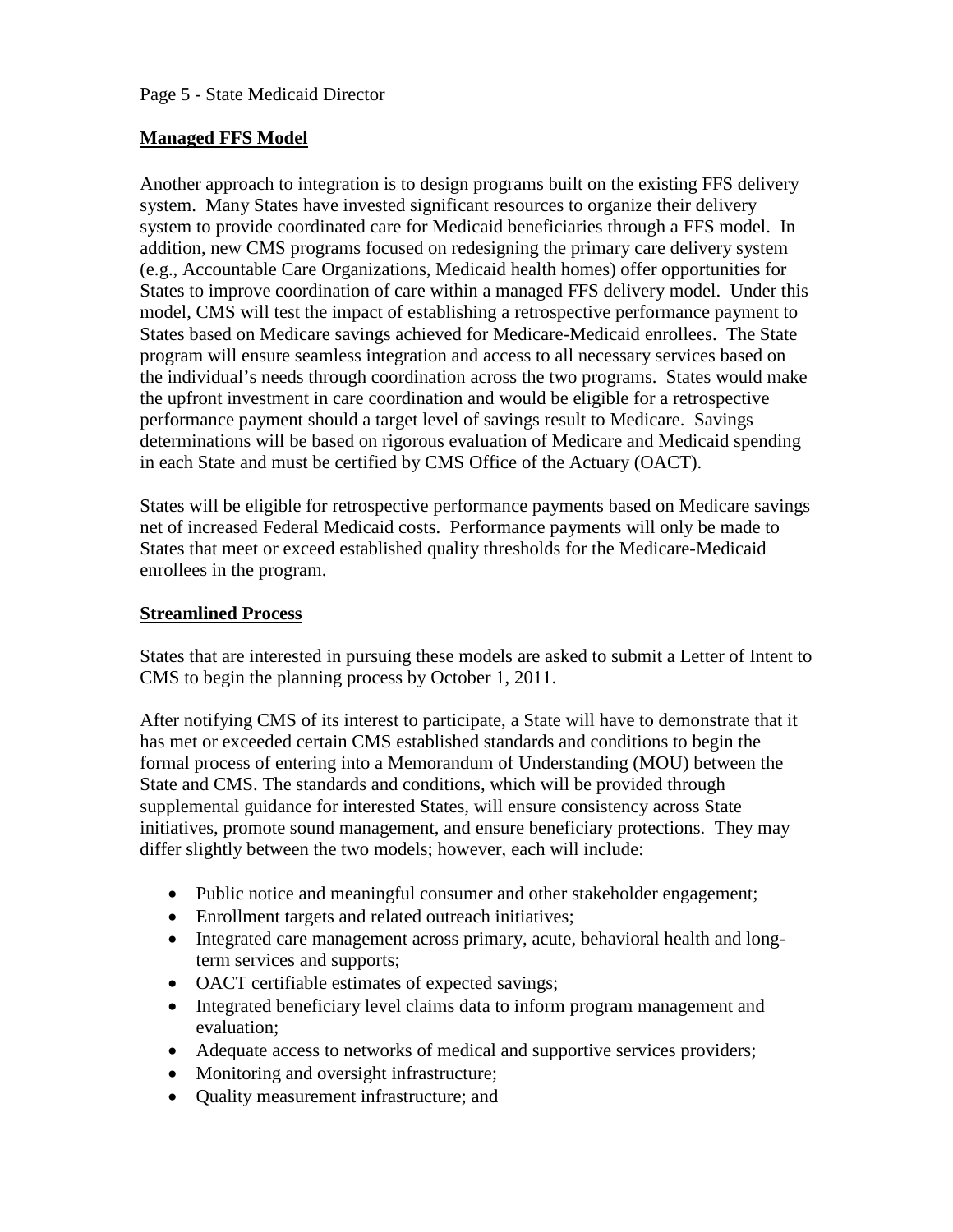## Managed FFS Model

Another approach to integration is to design programs built on the existing FFS delivery system. Many States have invested significant resources to organize their delivery system to provide coordinated care for Medicaid beneficiaries through a FFS model. In addition, new CMS programs focused on redesigning the primary care delivery system (e.g., Accountable Care Organizations, Medicaid health homes) offer opportunities for States to improve coordination of care within a managed FFS delivery model. Under this model, CMS will test the impact of establishing a retrospective performance payment to States based on Medicare savings achieved for Medicare-Medicaid enrollees. The State program will ensure seamless integration and access to all necessary services based on the individual's needs through coordination across the two programs. States would make the upfront investment in care coordination and would be eligible for a retrospective performance payment should a target level of savings result to Medicare. Savings determinations will be based on rigorous evaluation of Medicare and Medicaid spending in each State and must be certified by CMS Office of the Actuary (OACT).

States will be eligible for retrospective performance payments based on Medicare savings net of increased Federal Medicaid costs. Performance payments will only be made to States that meet or exceed established quality thresholds for the Medicare-Medicaid enrollees in the program.

## Streamlined Process

States that are interested in pursuing these models are asked to submit a Letter of Intent to CMS to begin the planning process by October 1, 2011.

After notifying CMS of its interest to participate, a State will have to demonstrate that it has met or exceeded certain CMS established standards and conditions to begin the formal process of entering into a Memorandum of Understanding (MOU) between the State and CMS. The standards and conditions, which will be provided through supplemental guidance for interested States, will ensure consistency across State initiatives, promote sound management, and ensure beneficiary protections. They may differ slightly between the two models; however, each will include:

- Public notice and meaningful consumer and other stakeholder engagement;
- Enrollment targets and related outreach initiatives;
- Integrated care management across primary, acute, behavioral health and long-term services and supports;
- OACT certifiable estimates of expected savings;
- Integrated beneficiary level claims data to inform program management and evaluation;
- Adequate access to networks of medical and supportive services providers;
- Monitoring and oversight infrastructure;
- Quality measurement infrastructure; and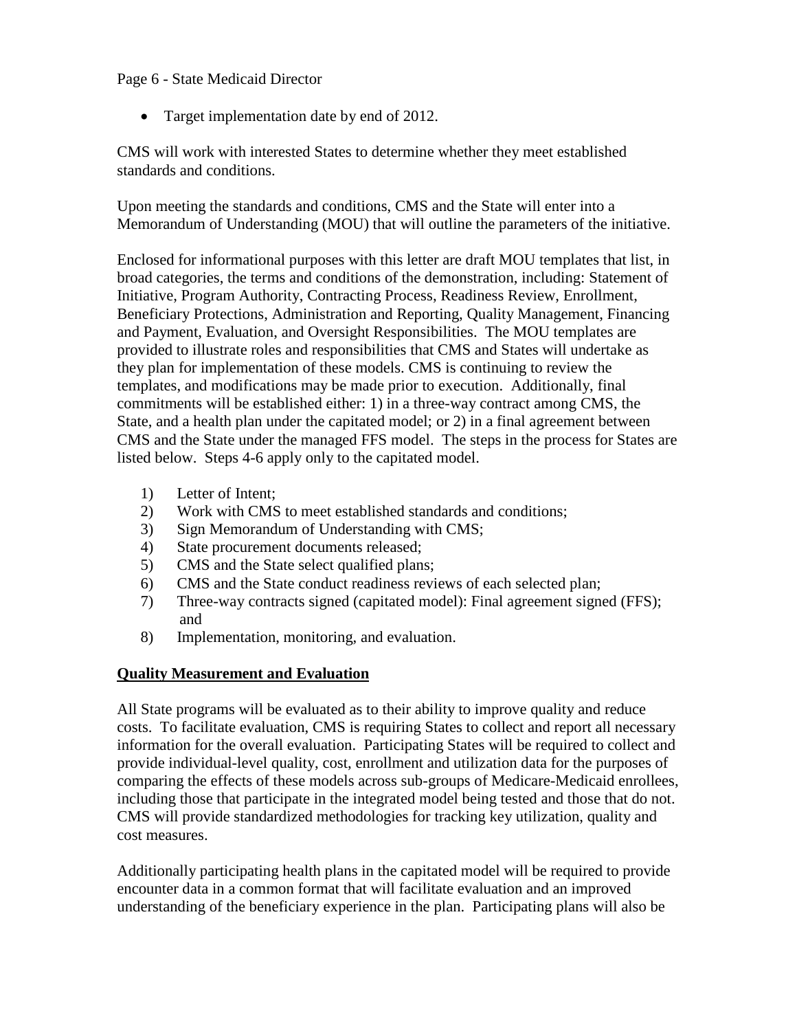- Target implementation date by end of 2012.

CMS will work with interested States to determine whether they meet established standards and conditions.

Upon meeting the standards and conditions, CMS and the State will enter into a Memorandum of Understanding (MOU) that will outline the parameters of the initiative.

Enclosed for informational purposes with this letter are draft MOU templates that list, in broad categories, the terms and conditions of the demonstration, including: Statement of Initiative, Program Authority, Contracting Process, Readiness Review, Enrollment, Beneficiary Protections, Administration and Reporting, Quality Management, Financing and Payment, Evaluation, and Oversight Responsibilities. The MOU templates are provided to illustrate roles and responsibilities that CMS and States will undertake as they plan for implementation of these models. CMS is continuing to review the templates, and modifications may be made prior to execution. Additionally, final commitments will be established either: 1) in a three-way contract among CMS, the State, and a health plan under the capitated model; or 2) in a final agreement between CMS and the State under the managed FFS model. The steps in the process for States are listed below. Steps 4-6 apply only to the capitated model.

1) Letter of Intent;
2) Work with CMS to meet established standards and conditions;
3) Sign Memorandum of Understanding with CMS;
4) State procurement documents released;
5) CMS and the State select qualified plans;
6) CMS and the State conduct readiness reviews of each selected plan;
7) Three-way contracts signed (capitated model): Final agreement signed (FFS); and
8) Implementation, monitoring, and evaluation.

**Quality Measurement and Evaluation**

All State programs will be evaluated as to their ability to improve quality and reduce costs. To facilitate evaluation, CMS is requiring States to collect and report all necessary information for the overall evaluation. Participating States will be required to collect and provide individual-level quality, cost, enrollment and utilization data for the purposes of comparing the effects of these models across sub-groups of Medicare-Medicaid enrollees, including those that participate in the integrated model being tested and those that do not. CMS will provide standardized methodologies for tracking key utilization, quality and cost measures.

Additionally participating health plans in the capitated model will be required to provide encounter data in a common format that will facilitate evaluation and an improved understanding of the beneficiary experience in the plan. Participating plans will also be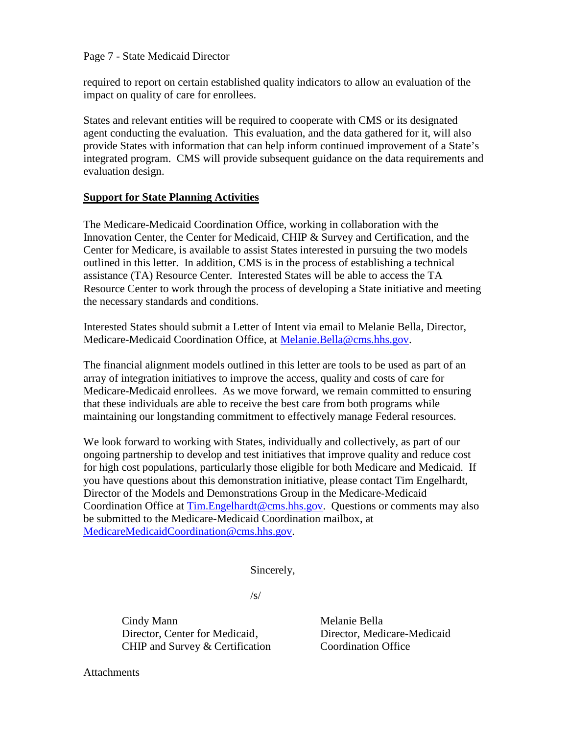required to report on certain established quality indicators to allow an evaluation of the impact on quality of care for enrollees.

States and relevant entities will be required to cooperate with CMS or its designated agent conducting the evaluation. This evaluation, and the data gathered for it, will also provide States with information that can help inform continued improvement of a State's integrated program. CMS will provide subsequent guidance on the data requirements and evaluation design.

**Support for State Planning Activities**

The Medicare-Medicaid Coordination Office, working in collaboration with the Innovation Center, the Center for Medicaid, CHIP & Survey and Certification, and the Center for Medicare, is available to assist States interested in pursuing the two models outlined in this letter. In addition, CMS is in the process of establishing a technical assistance (TA) Resource Center. Interested States will be able to access the TA Resource Center to work through the process of developing a State initiative and meeting the necessary standards and conditions.

Interested States should submit a Letter of Intent via email to Melanie Bella, Director, Medicare-Medicaid Coordination Office, at Melanie.Bella@cms.hhs.gov.

The financial alignment models outlined in this letter are tools to be used as part of an array of integration initiatives to improve the access, quality and costs of care for Medicare-Medicaid enrollees. As we move forward, we remain committed to ensuring that these individuals are able to receive the best care from both programs while maintaining our longstanding commitment to effectively manage Federal resources.

We look forward to working with States, individually and collectively, as part of our ongoing partnership to develop and test initiatives that improve quality and reduce cost for high cost populations, particularly those eligible for both Medicare and Medicaid. If you have questions about this demonstration initiative, please contact Tim Engelhardt, Director of the Models and Demonstrations Group in the Medicare-Medicaid Coordination Office at Tim.Engelhardt@cms.hhs.gov. Questions or comments may also be submitted to the Medicare-Medicaid Coordination mailbox, at MedicareMedicaidCoordination@cms.hhs.gov.

Sincerely,

/s/

Cindy Mann
Director, Center for Medicaid, CHIP and Survey & Certification

Melanie Bella
Director, Medicare-Medicaid Coordination Office

Attachments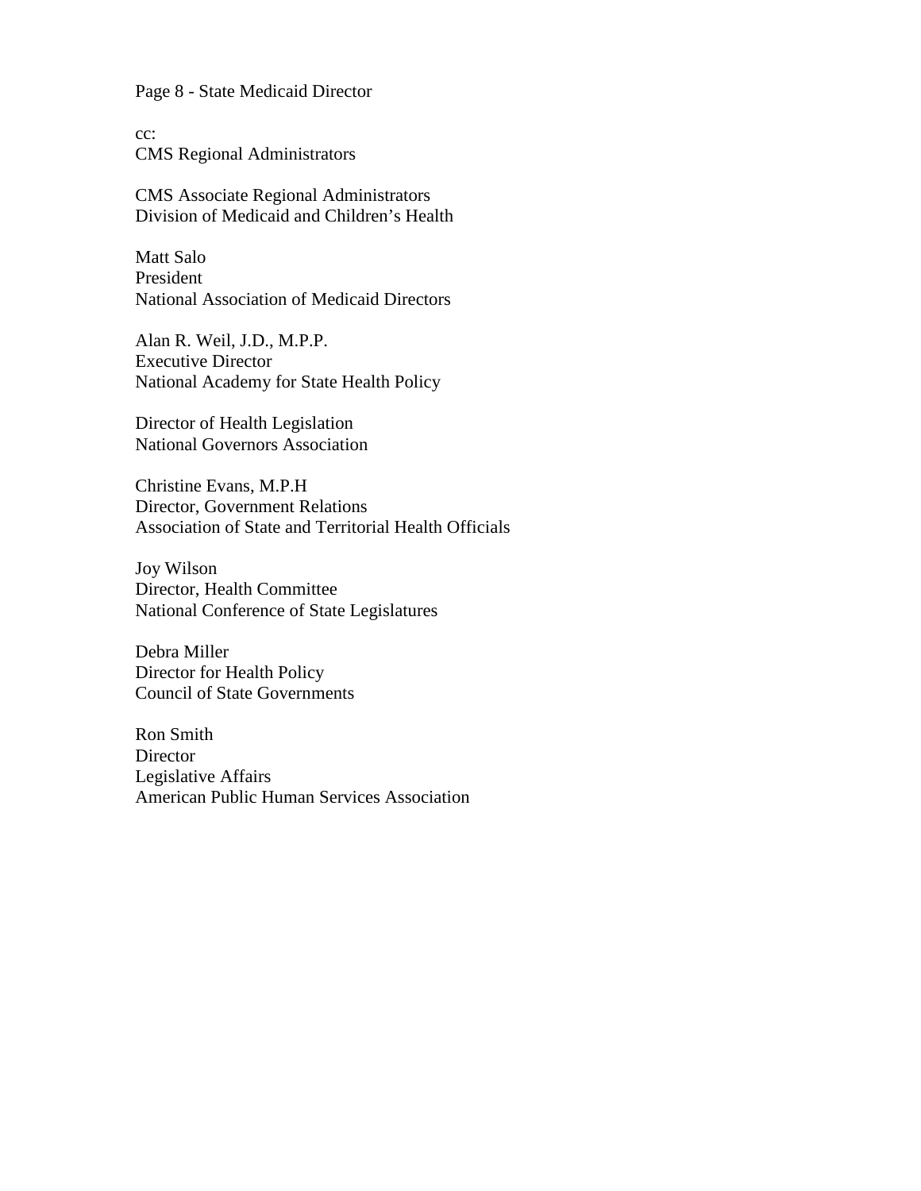Page 8 - State Medicaid Director

cc:
CMS Regional Administrators

CMS Associate Regional Administrators
Division of Medicaid and Children's Health

Matt Salo
President
National Association of Medicaid Directors

Alan R. Weil, J.D., M.P.P.
Executive Director
National Academy for State Health Policy

Director of Health Legislation
National Governors Association

Christine Evans, M.P.H
Director, Government Relations
Association of State and Territorial Health Officials

Joy Wilson
Director, Health Committee
National Conference of State Legislatures

Debra Miller
Director for Health Policy
Council of State Governments

Ron Smith
Director
Legislative Affairs
American Public Human Services Association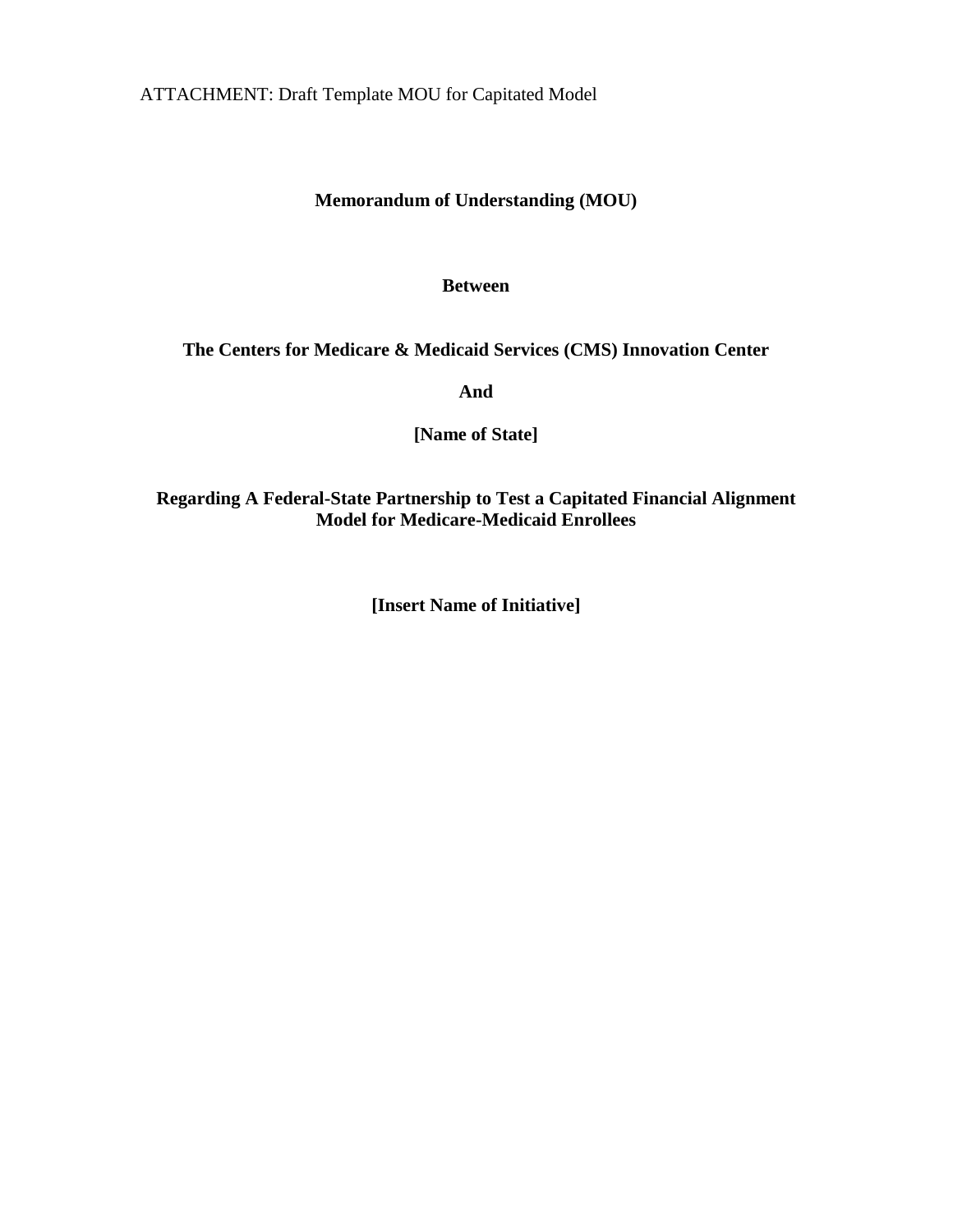ATTACHMENT: Draft Template MOU for Capitated Model

**Memorandum of Understanding (MOU)**

**Between**

**The Centers for Medicare & Medicaid Services (CMS) Innovation Center**

**And**

**[Name of State]**

**Regarding A Federal-State Partnership to Test a Capitated Financial Alignment Model for Medicare-Medicaid Enrollees**

**[Insert Name of Initiative]**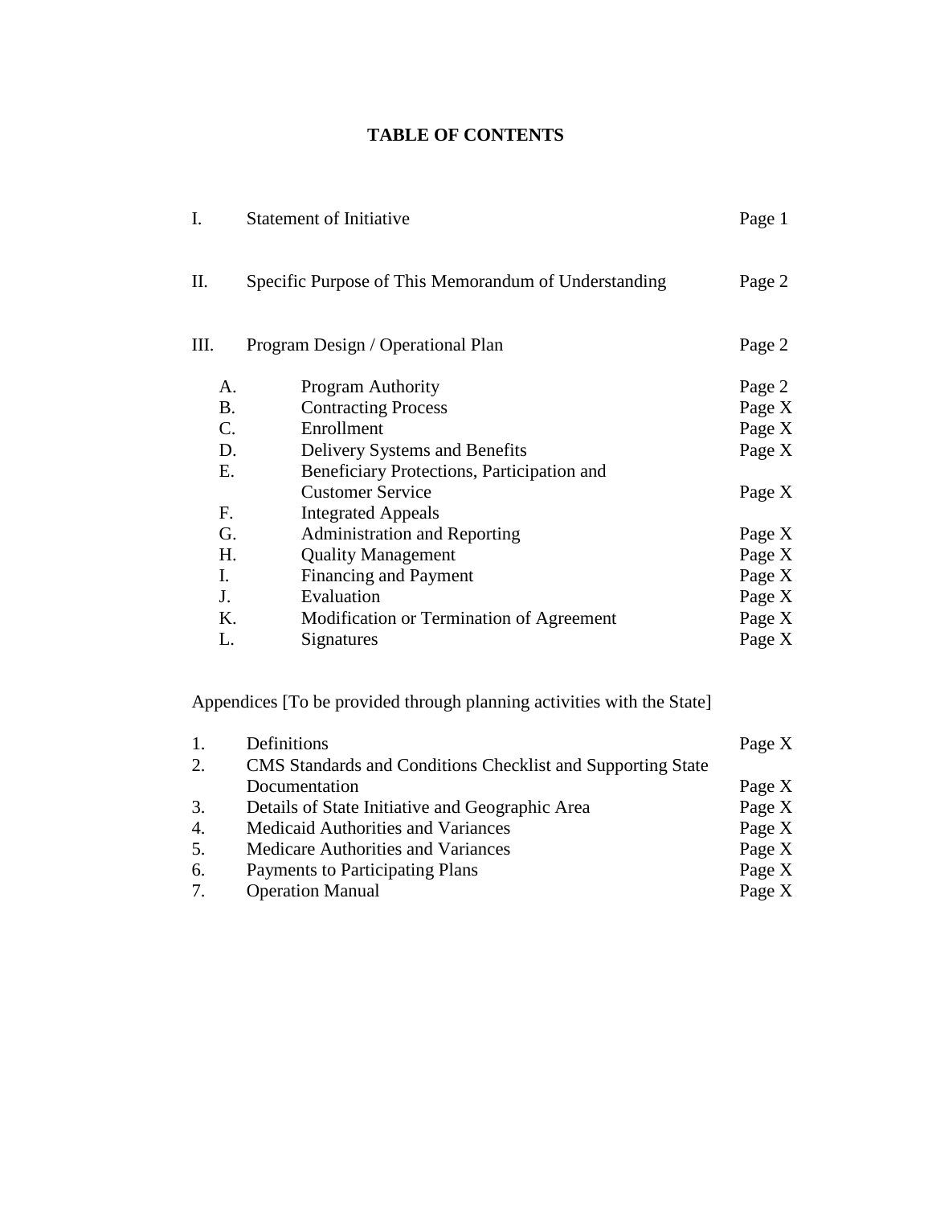# TABLE OF CONTENTS

| | | |
|---|---|---|
| I. | Statement of Initiative | Page 1 |
| II. | Specific Purpose of This Memorandum of Understanding | Page 2 |
| III. | Program Design / Operational Plan | Page 2 |
| A. | Program Authority | Page 2 |
| B. | Contracting Process | Page X |
| C. | Enrollment | Page X |
| D. | Delivery Systems and Benefits | Page X |
| E. | Beneficiary Protections, Participation and Customer Service | Page X |
| F. | Integrated Appeals | |
| G. | Administration and Reporting | Page X |
| H. | Quality Management | Page X |
| I. | Financing and Payment | Page X |
| J. | Evaluation | Page X |
| K. | Modification or Termination of Agreement | Page X |
| L. | Signatures | Page X |

Appendices [To be provided through planning activities with the State]

| | | |
|---|---|---|
| 1. | Definitions | Page X |
| 2. | CMS Standards and Conditions Checklist and Supporting State Documentation | Page X |
| 3. | Details of State Initiative and Geographic Area | Page X |
| 4. | Medicaid Authorities and Variances | Page X |
| 5. | Medicare Authorities and Variances | Page X |
| 6. | Payments to Participating Plans | Page X |
| 7. | Operation Manual | Page X |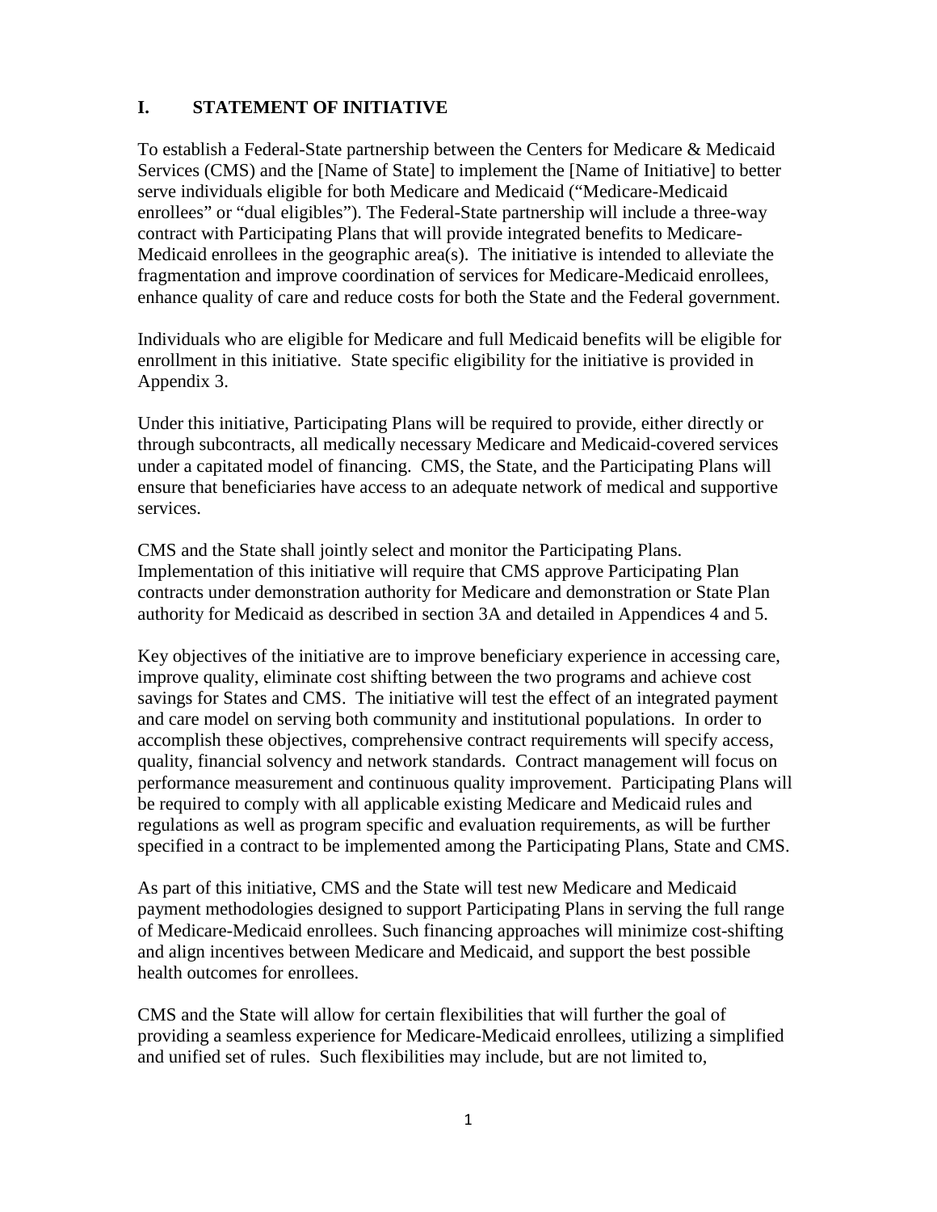## I. STATEMENT OF INITIATIVE

To establish a Federal-State partnership between the Centers for Medicare & Medicaid Services (CMS) and the [Name of State] to implement the [Name of Initiative] to better serve individuals eligible for both Medicare and Medicaid ("Medicare-Medicaid enrollees" or "dual eligibles"). The Federal-State partnership will include a three-way contract with Participating Plans that will provide integrated benefits to Medicare-Medicaid enrollees in the geographic area(s). The initiative is intended to alleviate the fragmentation and improve coordination of services for Medicare-Medicaid enrollees, enhance quality of care and reduce costs for both the State and the Federal government.

Individuals who are eligible for Medicare and full Medicaid benefits will be eligible for enrollment in this initiative. State specific eligibility for the initiative is provided in Appendix 3.

Under this initiative, Participating Plans will be required to provide, either directly or through subcontracts, all medically necessary Medicare and Medicaid-covered services under a capitated model of financing. CMS, the State, and the Participating Plans will ensure that beneficiaries have access to an adequate network of medical and supportive services.

CMS and the State shall jointly select and monitor the Participating Plans. Implementation of this initiative will require that CMS approve Participating Plan contracts under demonstration authority for Medicare and demonstration or State Plan authority for Medicaid as described in section 3A and detailed in Appendices 4 and 5.

Key objectives of the initiative are to improve beneficiary experience in accessing care, improve quality, eliminate cost shifting between the two programs and achieve cost savings for States and CMS. The initiative will test the effect of an integrated payment and care model on serving both community and institutional populations. In order to accomplish these objectives, comprehensive contract requirements will specify access, quality, financial solvency and network standards. Contract management will focus on performance measurement and continuous quality improvement. Participating Plans will be required to comply with all applicable existing Medicare and Medicaid rules and regulations as well as program specific and evaluation requirements, as will be further specified in a contract to be implemented among the Participating Plans, State and CMS.

As part of this initiative, CMS and the State will test new Medicare and Medicaid payment methodologies designed to support Participating Plans in serving the full range of Medicare-Medicaid enrollees. Such financing approaches will minimize cost-shifting and align incentives between Medicare and Medicaid, and support the best possible health outcomes for enrollees.

CMS and the State will allow for certain flexibilities that will further the goal of providing a seamless experience for Medicare-Medicaid enrollees, utilizing a simplified and unified set of rules. Such flexibilities may include, but are not limited to,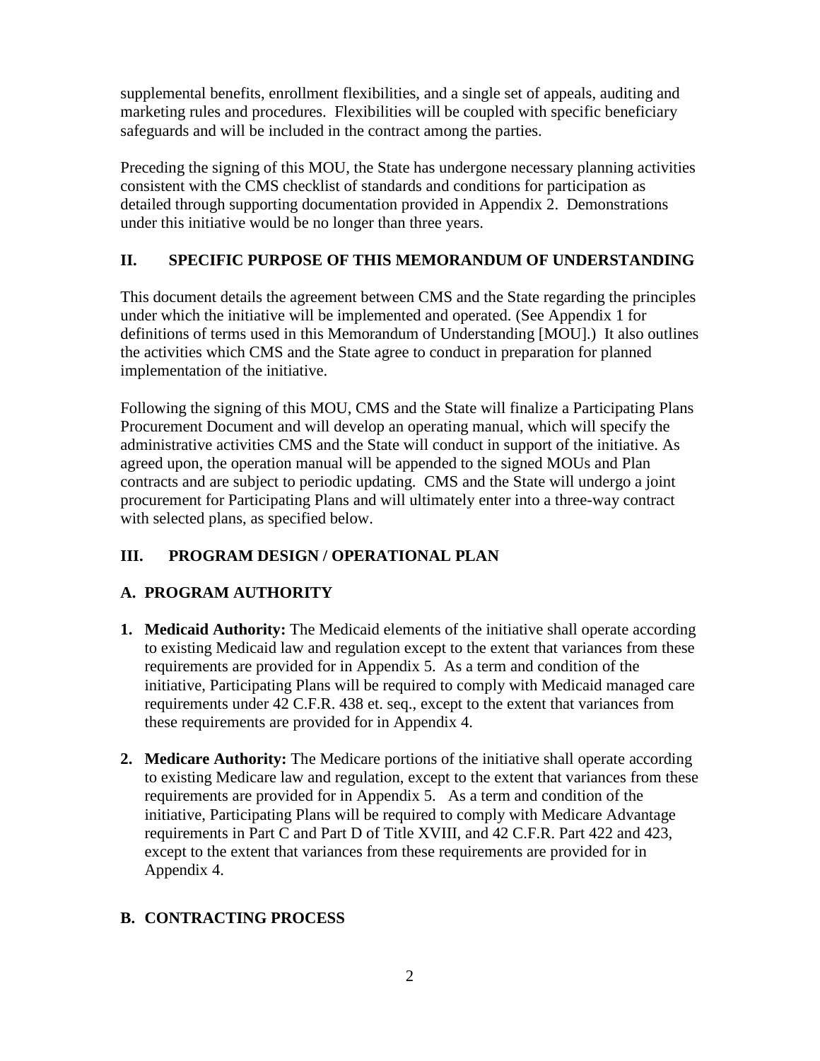supplemental benefits, enrollment flexibilities, and a single set of appeals, auditing and marketing rules and procedures. Flexibilities will be coupled with specific beneficiary safeguards and will be included in the contract among the parties.

Preceding the signing of this MOU, the State has undergone necessary planning activities consistent with the CMS checklist of standards and conditions for participation as detailed through supporting documentation provided in Appendix 2. Demonstrations under this initiative would be no longer than three years.

## II. SPECIFIC PURPOSE OF THIS MEMORANDUM OF UNDERSTANDING

This document details the agreement between CMS and the State regarding the principles under which the initiative will be implemented and operated. (See Appendix 1 for definitions of terms used in this Memorandum of Understanding [MOU].) It also outlines the activities which CMS and the State agree to conduct in preparation for planned implementation of the initiative.

Following the signing of this MOU, CMS and the State will finalize a Participating Plans Procurement Document and will develop an operating manual, which will specify the administrative activities CMS and the State will conduct in support of the initiative. As agreed upon, the operation manual will be appended to the signed MOUs and Plan contracts and are subject to periodic updating. CMS and the State will undergo a joint procurement for Participating Plans and will ultimately enter into a three-way contract with selected plans, as specified below.

## III. PROGRAM DESIGN / OPERATIONAL PLAN

### A. PROGRAM AUTHORITY

1. **Medicaid Authority:** The Medicaid elements of the initiative shall operate according to existing Medicaid law and regulation except to the extent that variances from these requirements are provided for in Appendix 5. As a term and condition of the initiative, Participating Plans will be required to comply with Medicaid managed care requirements under 42 C.F.R. 438 et. seq., except to the extent that variances from these requirements are provided for in Appendix 4.

2. **Medicare Authority:** The Medicare portions of the initiative shall operate according to existing Medicare law and regulation, except to the extent that variances from these requirements are provided for in Appendix 5. As a term and condition of the initiative, Participating Plans will be required to comply with Medicare Advantage requirements in Part C and Part D of Title XVIII, and 42 C.F.R. Part 422 and 423, except to the extent that variances from these requirements are provided for in Appendix 4.

### B. CONTRACTING PROCESS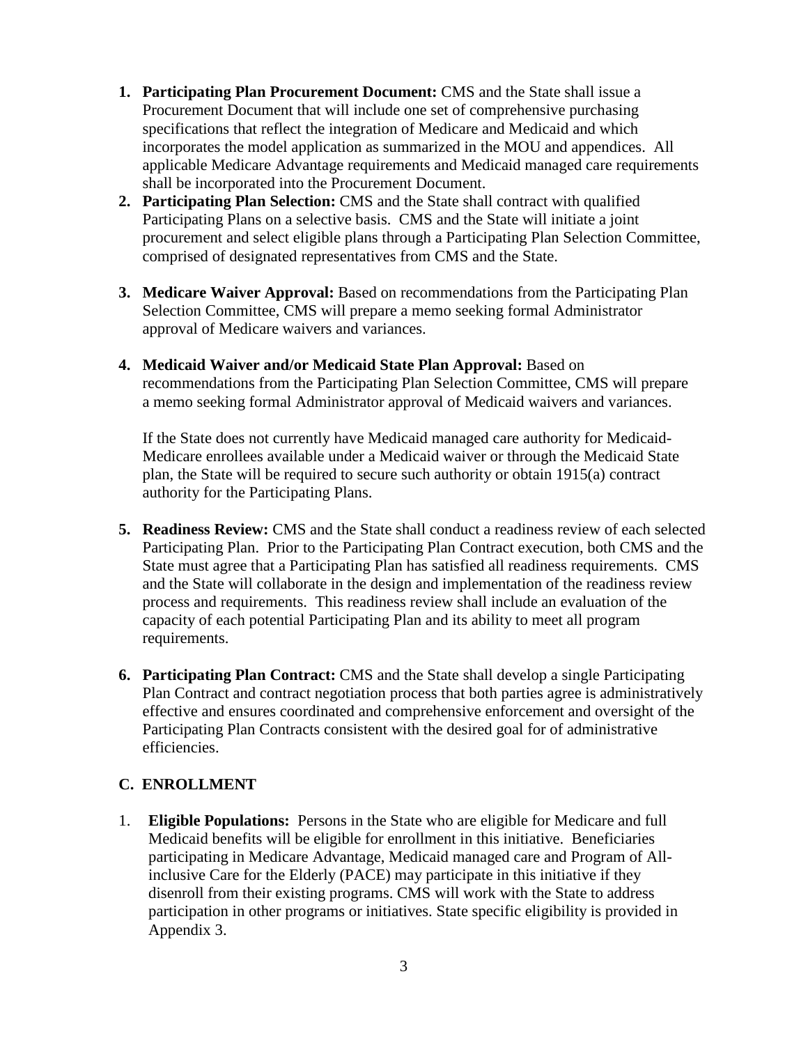1. **Participating Plan Procurement Document:** CMS and the State shall issue a Procurement Document that will include one set of comprehensive purchasing specifications that reflect the integration of Medicare and Medicaid and which incorporates the model application as summarized in the MOU and appendices. All applicable Medicare Advantage requirements and Medicaid managed care requirements shall be incorporated into the Procurement Document.
2. **Participating Plan Selection:** CMS and the State shall contract with qualified Participating Plans on a selective basis. CMS and the State will initiate a joint procurement and select eligible plans through a Participating Plan Selection Committee, comprised of designated representatives from CMS and the State.
3. **Medicare Waiver Approval:** Based on recommendations from the Participating Plan Selection Committee, CMS will prepare a memo seeking formal Administrator approval of Medicare waivers and variances.
4. **Medicaid Waiver and/or Medicaid State Plan Approval:** Based on recommendations from the Participating Plan Selection Committee, CMS will prepare a memo seeking formal Administrator approval of Medicaid waivers and variances.

   If the State does not currently have Medicaid managed care authority for Medicaid-Medicare enrollees available under a Medicaid waiver or through the Medicaid State plan, the State will be required to secure such authority or obtain 1915(a) contract authority for the Participating Plans.

5. **Readiness Review:** CMS and the State shall conduct a readiness review of each selected Participating Plan. Prior to the Participating Plan Contract execution, both CMS and the State must agree that a Participating Plan has satisfied all readiness requirements. CMS and the State will collaborate in the design and implementation of the readiness review process and requirements. This readiness review shall include an evaluation of the capacity of each potential Participating Plan and its ability to meet all program requirements.
6. **Participating Plan Contract:** CMS and the State shall develop a single Participating Plan Contract and contract negotiation process that both parties agree is administratively effective and ensures coordinated and comprehensive enforcement and oversight of the Participating Plan Contracts consistent with the desired goal for of administrative efficiencies.

## C. ENROLLMENT

1. **Eligible Populations:** Persons in the State who are eligible for Medicare and full Medicaid benefits will be eligible for enrollment in this initiative. Beneficiaries participating in Medicare Advantage, Medicaid managed care and Program of All-inclusive Care for the Elderly (PACE) may participate in this initiative if they disenroll from their existing programs. CMS will work with the State to address participation in other programs or initiatives. State specific eligibility is provided in Appendix 3.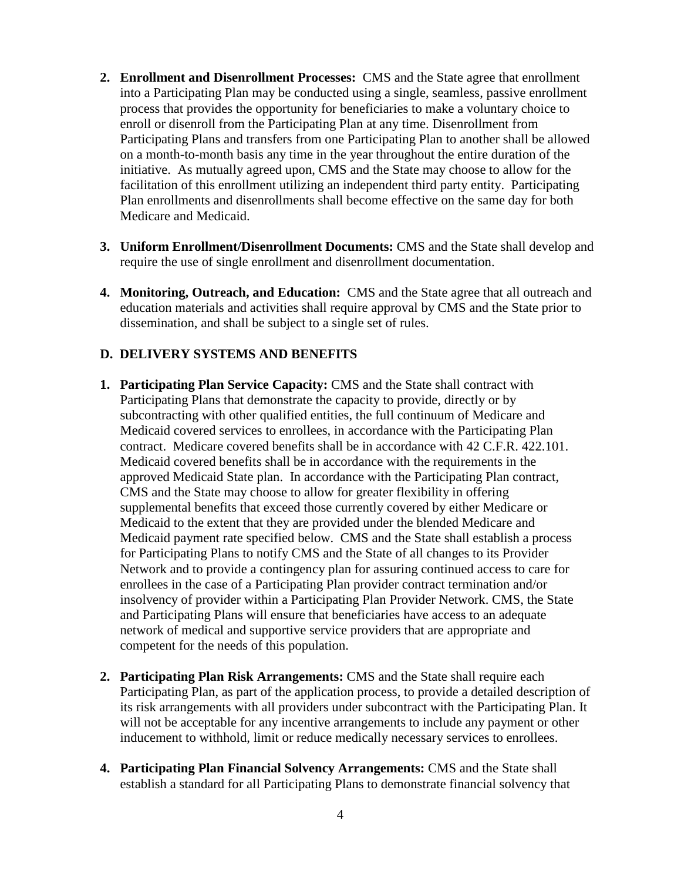2. **Enrollment and Disenrollment Processes:** CMS and the State agree that enrollment into a Participating Plan may be conducted using a single, seamless, passive enrollment process that provides the opportunity for beneficiaries to make a voluntary choice to enroll or disenroll from the Participating Plan at any time. Disenrollment from Participating Plans and transfers from one Participating Plan to another shall be allowed on a month-to-month basis any time in the year throughout the entire duration of the initiative. As mutually agreed upon, CMS and the State may choose to allow for the facilitation of this enrollment utilizing an independent third party entity. Participating Plan enrollments and disenrollments shall become effective on the same day for both Medicare and Medicaid.

3. **Uniform Enrollment/Disenrollment Documents:** CMS and the State shall develop and require the use of single enrollment and disenrollment documentation.

4. **Monitoring, Outreach, and Education:** CMS and the State agree that all outreach and education materials and activities shall require approval by CMS and the State prior to dissemination, and shall be subject to a single set of rules.

## D. DELIVERY SYSTEMS AND BENEFITS

1. **Participating Plan Service Capacity:** CMS and the State shall contract with Participating Plans that demonstrate the capacity to provide, directly or by subcontracting with other qualified entities, the full continuum of Medicare and Medicaid covered services to enrollees, in accordance with the Participating Plan contract. Medicare covered benefits shall be in accordance with 42 C.F.R. 422.101. Medicaid covered benefits shall be in accordance with the requirements in the approved Medicaid State plan. In accordance with the Participating Plan contract, CMS and the State may choose to allow for greater flexibility in offering supplemental benefits that exceed those currently covered by either Medicare or Medicaid to the extent that they are provided under the blended Medicare and Medicaid payment rate specified below. CMS and the State shall establish a process for Participating Plans to notify CMS and the State of all changes to its Provider Network and to provide a contingency plan for assuring continued access to care for enrollees in the case of a Participating Plan provider contract termination and/or insolvency of provider within a Participating Plan Provider Network. CMS, the State and Participating Plans will ensure that beneficiaries have access to an adequate network of medical and supportive service providers that are appropriate and competent for the needs of this population.

2. **Participating Plan Risk Arrangements:** CMS and the State shall require each Participating Plan, as part of the application process, to provide a detailed description of its risk arrangements with all providers under subcontract with the Participating Plan. It will not be acceptable for any incentive arrangements to include any payment or other inducement to withhold, limit or reduce medically necessary services to enrollees.

4. **Participating Plan Financial Solvency Arrangements:** CMS and the State shall establish a standard for all Participating Plans to demonstrate financial solvency that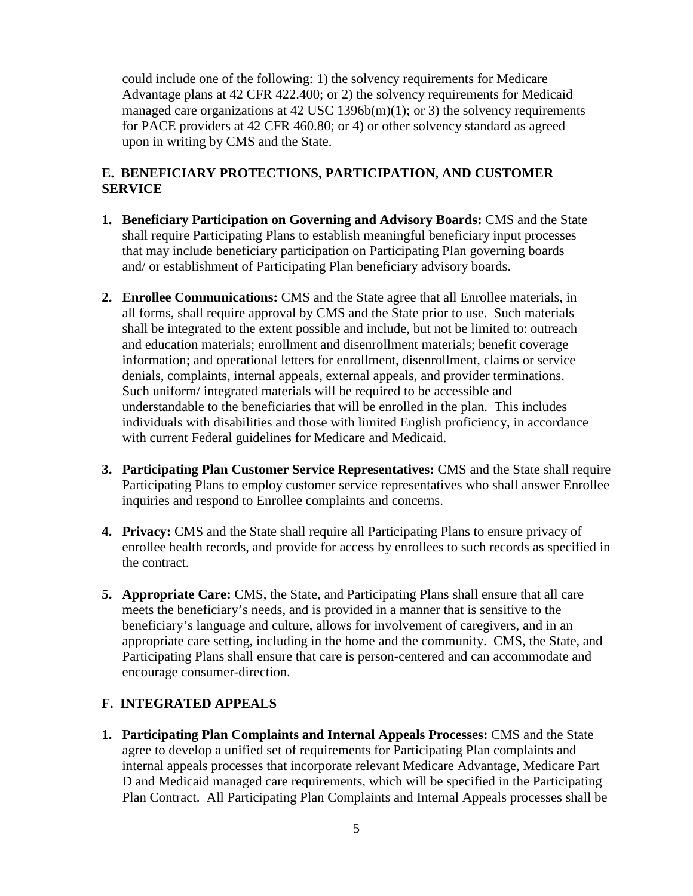could include one of the following: 1) the solvency requirements for Medicare Advantage plans at 42 CFR 422.400; or 2) the solvency requirements for Medicaid managed care organizations at 42 USC 1396b(m)(1); or 3) the solvency requirements for PACE providers at 42 CFR 460.80; or 4) or other solvency standard as agreed upon in writing by CMS and the State.

## E. BENEFICIARY PROTECTIONS, PARTICIPATION, AND CUSTOMER SERVICE

1. **Beneficiary Participation on Governing and Advisory Boards:** CMS and the State shall require Participating Plans to establish meaningful beneficiary input processes that may include beneficiary participation on Participating Plan governing boards and/ or establishment of Participating Plan beneficiary advisory boards.

2. **Enrollee Communications:** CMS and the State agree that all Enrollee materials, in all forms, shall require approval by CMS and the State prior to use. Such materials shall be integrated to the extent possible and include, but not be limited to: outreach and education materials; enrollment and disenrollment materials; benefit coverage information; and operational letters for enrollment, disenrollment, claims or service denials, complaints, internal appeals, external appeals, and provider terminations. Such uniform/ integrated materials will be required to be accessible and understandable to the beneficiaries that will be enrolled in the plan. This includes individuals with disabilities and those with limited English proficiency, in accordance with current Federal guidelines for Medicare and Medicaid.

3. **Participating Plan Customer Service Representatives:** CMS and the State shall require Participating Plans to employ customer service representatives who shall answer Enrollee inquiries and respond to Enrollee complaints and concerns.

4. **Privacy:** CMS and the State shall require all Participating Plans to ensure privacy of enrollee health records, and provide for access by enrollees to such records as specified in the contract.

5. **Appropriate Care:** CMS, the State, and Participating Plans shall ensure that all care meets the beneficiary's needs, and is provided in a manner that is sensitive to the beneficiary's language and culture, allows for involvement of caregivers, and in an appropriate care setting, including in the home and the community. CMS, the State, and Participating Plans shall ensure that care is person-centered and can accommodate and encourage consumer-direction.

## F. INTEGRATED APPEALS

1. **Participating Plan Complaints and Internal Appeals Processes:** CMS and the State agree to develop a unified set of requirements for Participating Plan complaints and internal appeals processes that incorporate relevant Medicare Advantage, Medicare Part D and Medicaid managed care requirements, which will be specified in the Participating Plan Contract. All Participating Plan Complaints and Internal Appeals processes shall be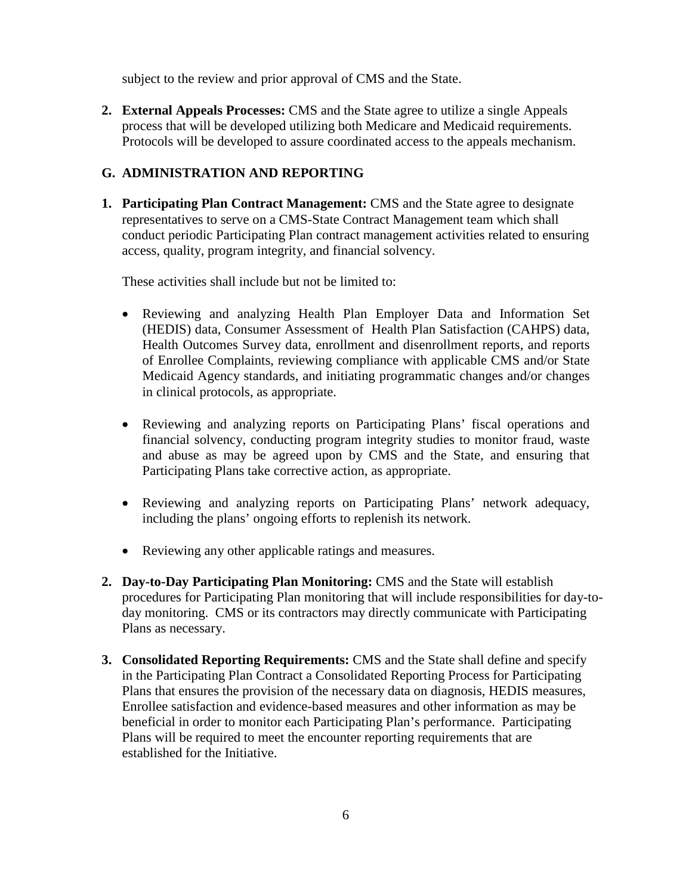subject to the review and prior approval of CMS and the State.

2. **External Appeals Processes:** CMS and the State agree to utilize a single Appeals process that will be developed utilizing both Medicare and Medicaid requirements. Protocols will be developed to assure coordinated access to the appeals mechanism.

## G. ADMINISTRATION AND REPORTING

1. **Participating Plan Contract Management:** CMS and the State agree to designate representatives to serve on a CMS-State Contract Management team which shall conduct periodic Participating Plan contract management activities related to ensuring access, quality, program integrity, and financial solvency.

   These activities shall include but not be limited to:

   - Reviewing and analyzing Health Plan Employer Data and Information Set (HEDIS) data, Consumer Assessment of Health Plan Satisfaction (CAHPS) data, Health Outcomes Survey data, enrollment and disenrollment reports, and reports of Enrollee Complaints, reviewing compliance with applicable CMS and/or State Medicaid Agency standards, and initiating programmatic changes and/or changes in clinical protocols, as appropriate.

   - Reviewing and analyzing reports on Participating Plans' fiscal operations and financial solvency, conducting program integrity studies to monitor fraud, waste and abuse as may be agreed upon by CMS and the State, and ensuring that Participating Plans take corrective action, as appropriate.

   - Reviewing and analyzing reports on Participating Plans' network adequacy, including the plans' ongoing efforts to replenish its network.

   - Reviewing any other applicable ratings and measures.

2. **Day-to-Day Participating Plan Monitoring:** CMS and the State will establish procedures for Participating Plan monitoring that will include responsibilities for day-to-day monitoring. CMS or its contractors may directly communicate with Participating Plans as necessary.

3. **Consolidated Reporting Requirements:** CMS and the State shall define and specify in the Participating Plan Contract a Consolidated Reporting Process for Participating Plans that ensures the provision of the necessary data on diagnosis, HEDIS measures, Enrollee satisfaction and evidence-based measures and other information as may be beneficial in order to monitor each Participating Plan's performance. Participating Plans will be required to meet the encounter reporting requirements that are established for the Initiative.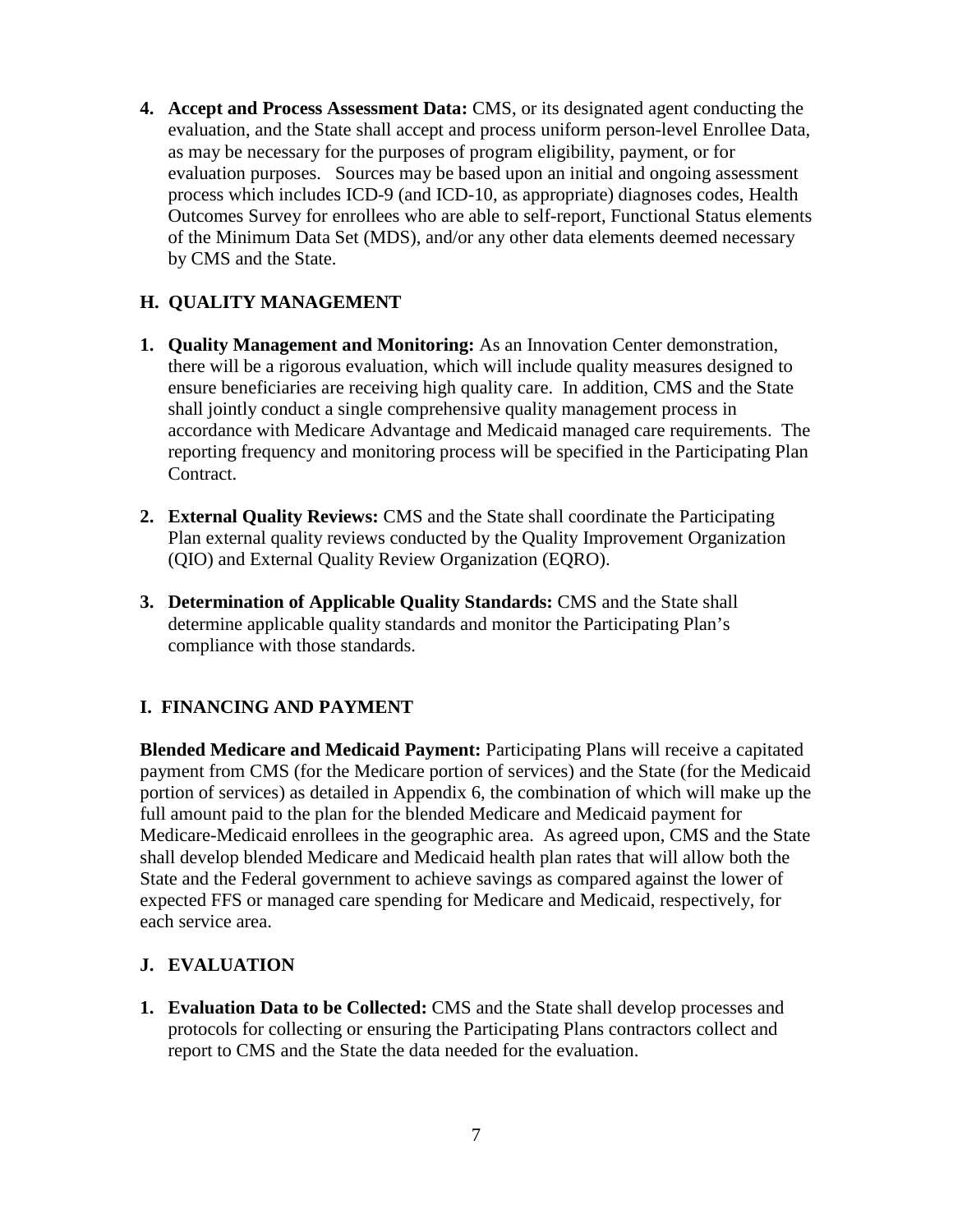4. **Accept and Process Assessment Data:** CMS, or its designated agent conducting the evaluation, and the State shall accept and process uniform person-level Enrollee Data, as may be necessary for the purposes of program eligibility, payment, or for evaluation purposes. Sources may be based upon an initial and ongoing assessment process which includes ICD-9 (and ICD-10, as appropriate) diagnoses codes, Health Outcomes Survey for enrollees who are able to self-report, Functional Status elements of the Minimum Data Set (MDS), and/or any other data elements deemed necessary by CMS and the State.

## H. QUALITY MANAGEMENT

1. **Quality Management and Monitoring:** As an Innovation Center demonstration, there will be a rigorous evaluation, which will include quality measures designed to ensure beneficiaries are receiving high quality care. In addition, CMS and the State shall jointly conduct a single comprehensive quality management process in accordance with Medicare Advantage and Medicaid managed care requirements. The reporting frequency and monitoring process will be specified in the Participating Plan Contract.

2. **External Quality Reviews:** CMS and the State shall coordinate the Participating Plan external quality reviews conducted by the Quality Improvement Organization (QIO) and External Quality Review Organization (EQRO).

3. **Determination of Applicable Quality Standards:** CMS and the State shall determine applicable quality standards and monitor the Participating Plan's compliance with those standards.

## I. FINANCING AND PAYMENT

**Blended Medicare and Medicaid Payment:** Participating Plans will receive a capitated payment from CMS (for the Medicare portion of services) and the State (for the Medicaid portion of services) as detailed in Appendix 6, the combination of which will make up the full amount paid to the plan for the blended Medicare and Medicaid payment for Medicare-Medicaid enrollees in the geographic area. As agreed upon, CMS and the State shall develop blended Medicare and Medicaid health plan rates that will allow both the State and the Federal government to achieve savings as compared against the lower of expected FFS or managed care spending for Medicare and Medicaid, respectively, for each service area.

## J. EVALUATION

1. **Evaluation Data to be Collected:** CMS and the State shall develop processes and protocols for collecting or ensuring the Participating Plans contractors collect and report to CMS and the State the data needed for the evaluation.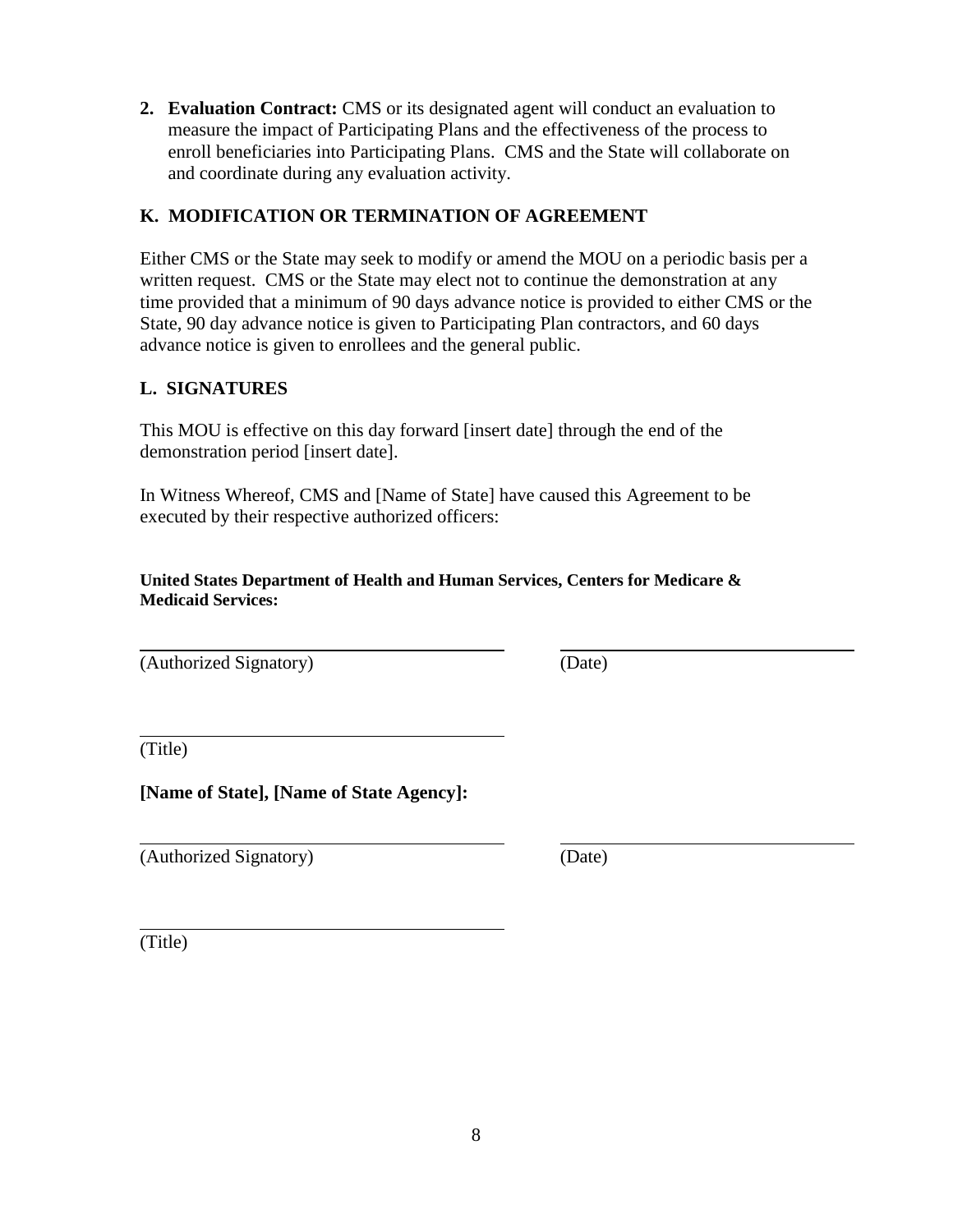2. **Evaluation Contract:** CMS or its designated agent will conduct an evaluation to measure the impact of Participating Plans and the effectiveness of the process to enroll beneficiaries into Participating Plans. CMS and the State will collaborate on and coordinate during any evaluation activity.

## K. MODIFICATION OR TERMINATION OF AGREEMENT

Either CMS or the State may seek to modify or amend the MOU on a periodic basis per a written request. CMS or the State may elect not to continue the demonstration at any time provided that a minimum of 90 days advance notice is provided to either CMS or the State, 90 day advance notice is given to Participating Plan contractors, and 60 days advance notice is given to enrollees and the general public.

## L. SIGNATURES

This MOU is effective on this day forward [insert date] through the end of the demonstration period [insert date].

In Witness Whereof, CMS and [Name of State] have caused this Agreement to be executed by their respective authorized officers:

**United States Department of Health and Human Services, Centers for Medicare & Medicaid Services:**

______________________________ ______________________________
(Authorized Signatory) (Date)

______________________________
(Title)

**[Name of State], [Name of State Agency]:**

______________________________ ______________________________
(Authorized Signatory) (Date)

______________________________
(Title)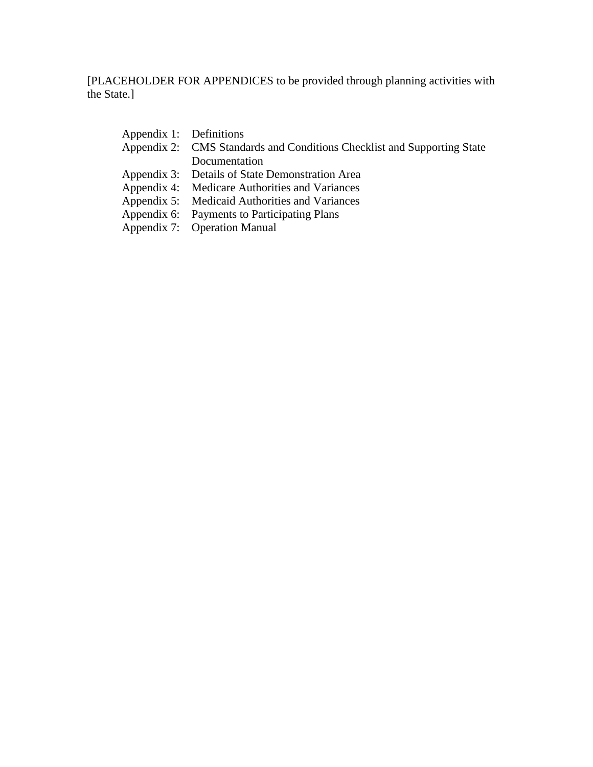[PLACEHOLDER FOR APPENDICES to be provided through planning activities with the State.]

Appendix 1: Definitions
Appendix 2: CMS Standards and Conditions Checklist and Supporting State Documentation
Appendix 3: Details of State Demonstration Area
Appendix 4: Medicare Authorities and Variances
Appendix 5: Medicaid Authorities and Variances
Appendix 6: Payments to Participating Plans
Appendix 7: Operation Manual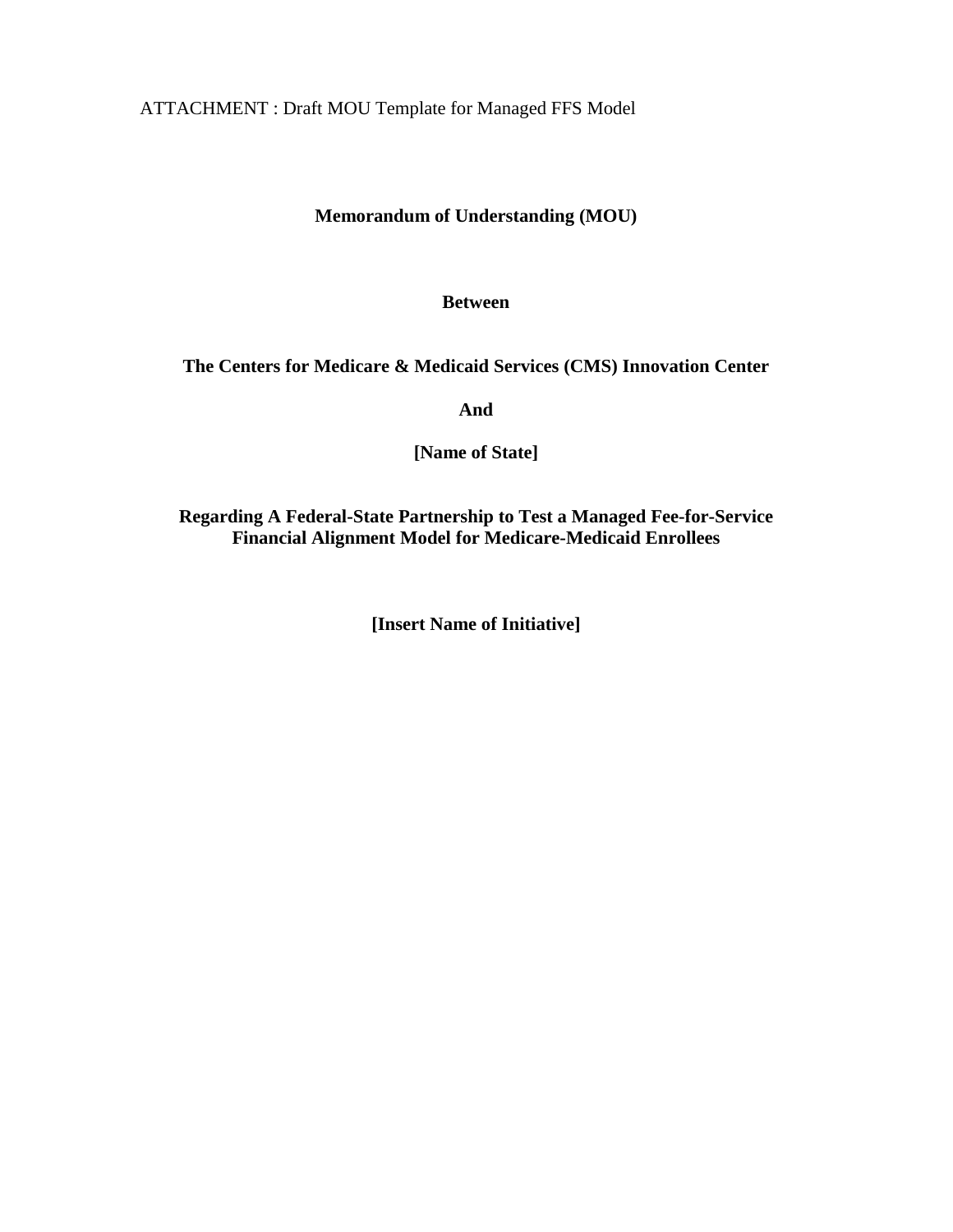ATTACHMENT : Draft MOU Template for Managed FFS Model

**Memorandum of Understanding (MOU)**

**Between**

**The Centers for Medicare & Medicaid Services (CMS) Innovation Center**

**And**

**[Name of State]**

**Regarding A Federal-State Partnership to Test a Managed Fee-for-Service Financial Alignment Model for Medicare-Medicaid Enrollees**

**[Insert Name of Initiative]**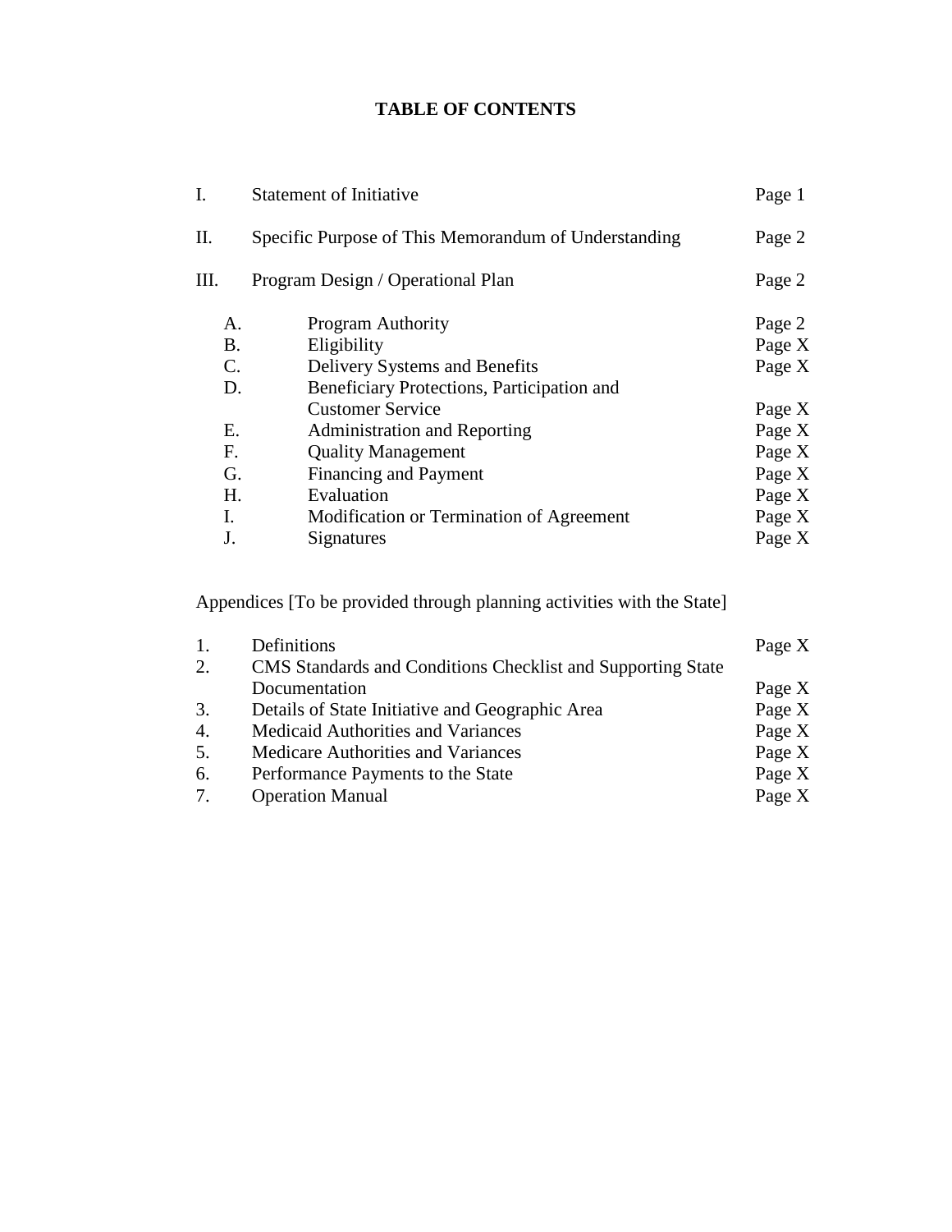# TABLE OF CONTENTS

| | | |
|---|---|---|
| I. | Statement of Initiative | Page 1 |
| II. | Specific Purpose of This Memorandum of Understanding | Page 2 |
| III. | Program Design / Operational Plan | Page 2 |
| A. | Program Authority | Page 2 |
| B. | Eligibility | Page X |
| C. | Delivery Systems and Benefits | Page X |
| D. | Beneficiary Protections, Participation and Customer Service | Page X |
| E. | Administration and Reporting | Page X |
| F. | Quality Management | Page X |
| G. | Financing and Payment | Page X |
| H. | Evaluation | Page X |
| I. | Modification or Termination of Agreement | Page X |
| J. | Signatures | Page X |

Appendices [To be provided through planning activities with the State]

| | | |
|---|---|---|
| 1. | Definitions | Page X |
| 2. | CMS Standards and Conditions Checklist and Supporting State Documentation | Page X |
| 3. | Details of State Initiative and Geographic Area | Page X |
| 4. | Medicaid Authorities and Variances | Page X |
| 5. | Medicare Authorities and Variances | Page X |
| 6. | Performance Payments to the State | Page X |
| 7. | Operation Manual | Page X |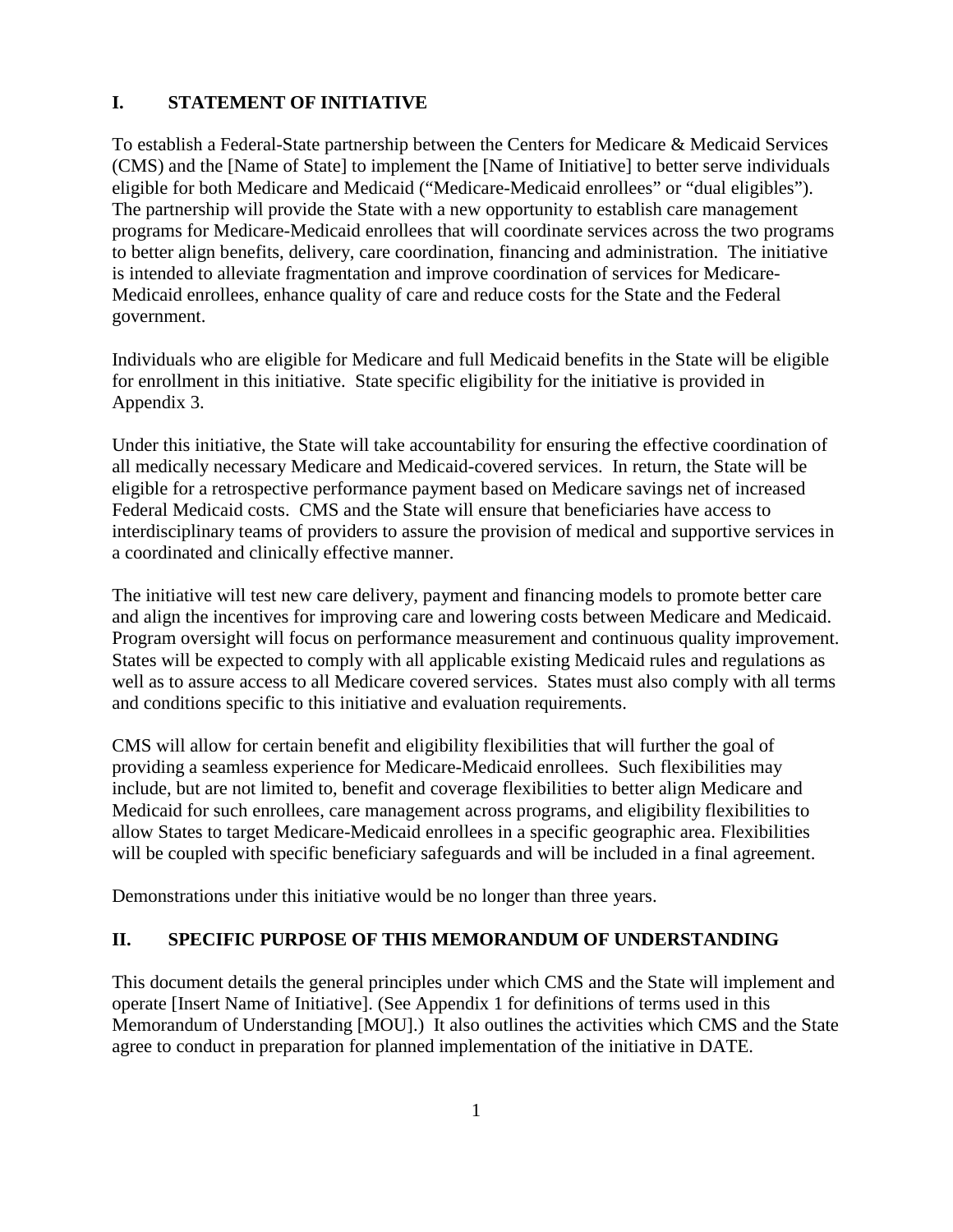## I. STATEMENT OF INITIATIVE

To establish a Federal-State partnership between the Centers for Medicare & Medicaid Services (CMS) and the [Name of State] to implement the [Name of Initiative] to better serve individuals eligible for both Medicare and Medicaid ("Medicare-Medicaid enrollees" or "dual eligibles"). The partnership will provide the State with a new opportunity to establish care management programs for Medicare-Medicaid enrollees that will coordinate services across the two programs to better align benefits, delivery, care coordination, financing and administration. The initiative is intended to alleviate fragmentation and improve coordination of services for Medicare-Medicaid enrollees, enhance quality of care and reduce costs for the State and the Federal government.

Individuals who are eligible for Medicare and full Medicaid benefits in the State will be eligible for enrollment in this initiative. State specific eligibility for the initiative is provided in Appendix 3.

Under this initiative, the State will take accountability for ensuring the effective coordination of all medically necessary Medicare and Medicaid-covered services. In return, the State will be eligible for a retrospective performance payment based on Medicare savings net of increased Federal Medicaid costs. CMS and the State will ensure that beneficiaries have access to interdisciplinary teams of providers to assure the provision of medical and supportive services in a coordinated and clinically effective manner.

The initiative will test new care delivery, payment and financing models to promote better care and align the incentives for improving care and lowering costs between Medicare and Medicaid. Program oversight will focus on performance measurement and continuous quality improvement. States will be expected to comply with all applicable existing Medicaid rules and regulations as well as to assure access to all Medicare covered services. States must also comply with all terms and conditions specific to this initiative and evaluation requirements.

CMS will allow for certain benefit and eligibility flexibilities that will further the goal of providing a seamless experience for Medicare-Medicaid enrollees. Such flexibilities may include, but are not limited to, benefit and coverage flexibilities to better align Medicare and Medicaid for such enrollees, care management across programs, and eligibility flexibilities to allow States to target Medicare-Medicaid enrollees in a specific geographic area. Flexibilities will be coupled with specific beneficiary safeguards and will be included in a final agreement.

Demonstrations under this initiative would be no longer than three years.

## II. SPECIFIC PURPOSE OF THIS MEMORANDUM OF UNDERSTANDING

This document details the general principles under which CMS and the State will implement and operate [Insert Name of Initiative]. (See Appendix 1 for definitions of terms used in this Memorandum of Understanding [MOU].) It also outlines the activities which CMS and the State agree to conduct in preparation for planned implementation of the initiative in DATE.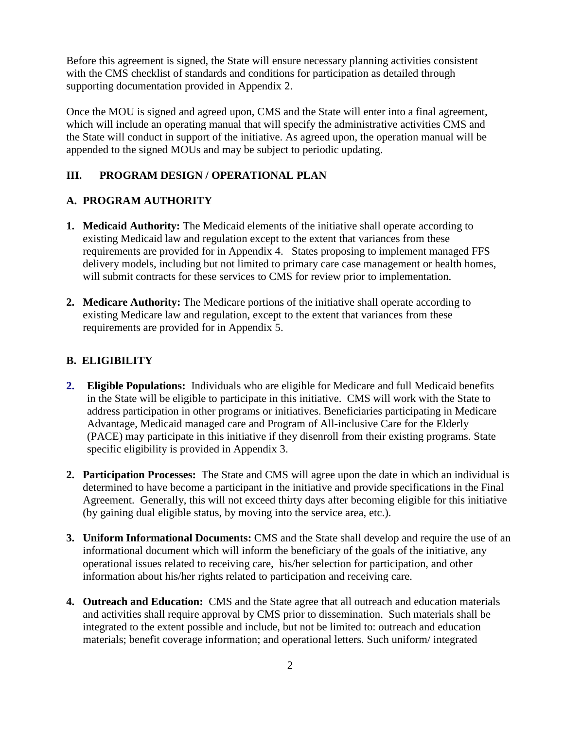Before this agreement is signed, the State will ensure necessary planning activities consistent with the CMS checklist of standards and conditions for participation as detailed through supporting documentation provided in Appendix 2.

Once the MOU is signed and agreed upon, CMS and the State will enter into a final agreement, which will include an operating manual that will specify the administrative activities CMS and the State will conduct in support of the initiative. As agreed upon, the operation manual will be appended to the signed MOUs and may be subject to periodic updating.

## III. PROGRAM DESIGN / OPERATIONAL PLAN

### A. PROGRAM AUTHORITY

1. **Medicaid Authority:** The Medicaid elements of the initiative shall operate according to existing Medicaid law and regulation except to the extent that variances from these requirements are provided for in Appendix 4. States proposing to implement managed FFS delivery models, including but not limited to primary care case management or health homes, will submit contracts for these services to CMS for review prior to implementation.

2. **Medicare Authority:** The Medicare portions of the initiative shall operate according to existing Medicare law and regulation, except to the extent that variances from these requirements are provided for in Appendix 5.

### B. ELIGIBILITY

2. **Eligible Populations:** Individuals who are eligible for Medicare and full Medicaid benefits in the State will be eligible to participate in this initiative. CMS will work with the State to address participation in other programs or initiatives. Beneficiaries participating in Medicare Advantage, Medicaid managed care and Program of All-inclusive Care for the Elderly (PACE) may participate in this initiative if they disenroll from their existing programs. State specific eligibility is provided in Appendix 3.

2. **Participation Processes:** The State and CMS will agree upon the date in which an individual is determined to have become a participant in the initiative and provide specifications in the Final Agreement. Generally, this will not exceed thirty days after becoming eligible for this initiative (by gaining dual eligible status, by moving into the service area, etc.).

3. **Uniform Informational Documents:** CMS and the State shall develop and require the use of an informational document which will inform the beneficiary of the goals of the initiative, any operational issues related to receiving care, his/her selection for participation, and other information about his/her rights related to participation and receiving care.

4. **Outreach and Education:** CMS and the State agree that all outreach and education materials and activities shall require approval by CMS prior to dissemination. Such materials shall be integrated to the extent possible and include, but not be limited to: outreach and education materials; benefit coverage information; and operational letters. Such uniform/ integrated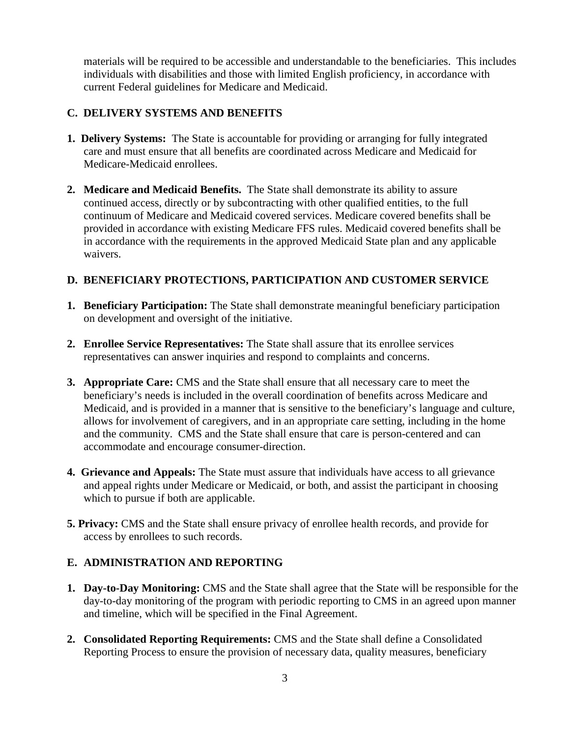materials will be required to be accessible and understandable to the beneficiaries. This includes individuals with disabilities and those with limited English proficiency, in accordance with current Federal guidelines for Medicare and Medicaid.

### C. DELIVERY SYSTEMS AND BENEFITS

1. **Delivery Systems:** The State is accountable for providing or arranging for fully integrated care and must ensure that all benefits are coordinated across Medicare and Medicaid for Medicare-Medicaid enrollees.

2. **Medicare and Medicaid Benefits.** The State shall demonstrate its ability to assure continued access, directly or by subcontracting with other qualified entities, to the full continuum of Medicare and Medicaid covered services. Medicare covered benefits shall be provided in accordance with existing Medicare FFS rules. Medicaid covered benefits shall be in accordance with the requirements in the approved Medicaid State plan and any applicable waivers.

### D. BENEFICIARY PROTECTIONS, PARTICIPATION AND CUSTOMER SERVICE

1. **Beneficiary Participation:** The State shall demonstrate meaningful beneficiary participation on development and oversight of the initiative.

2. **Enrollee Service Representatives:** The State shall assure that its enrollee services representatives can answer inquiries and respond to complaints and concerns.

3. **Appropriate Care:** CMS and the State shall ensure that all necessary care to meet the beneficiary's needs is included in the overall coordination of benefits across Medicare and Medicaid, and is provided in a manner that is sensitive to the beneficiary's language and culture, allows for involvement of caregivers, and in an appropriate care setting, including in the home and the community. CMS and the State shall ensure that care is person-centered and can accommodate and encourage consumer-direction.

4. **Grievance and Appeals:** The State must assure that individuals have access to all grievance and appeal rights under Medicare or Medicaid, or both, and assist the participant in choosing which to pursue if both are applicable.

5. **Privacy:** CMS and the State shall ensure privacy of enrollee health records, and provide for access by enrollees to such records.

### E. ADMINISTRATION AND REPORTING

1. **Day-to-Day Monitoring:** CMS and the State shall agree that the State will be responsible for the day-to-day monitoring of the program with periodic reporting to CMS in an agreed upon manner and timeline, which will be specified in the Final Agreement.

2. **Consolidated Reporting Requirements:** CMS and the State shall define a Consolidated Reporting Process to ensure the provision of necessary data, quality measures, beneficiary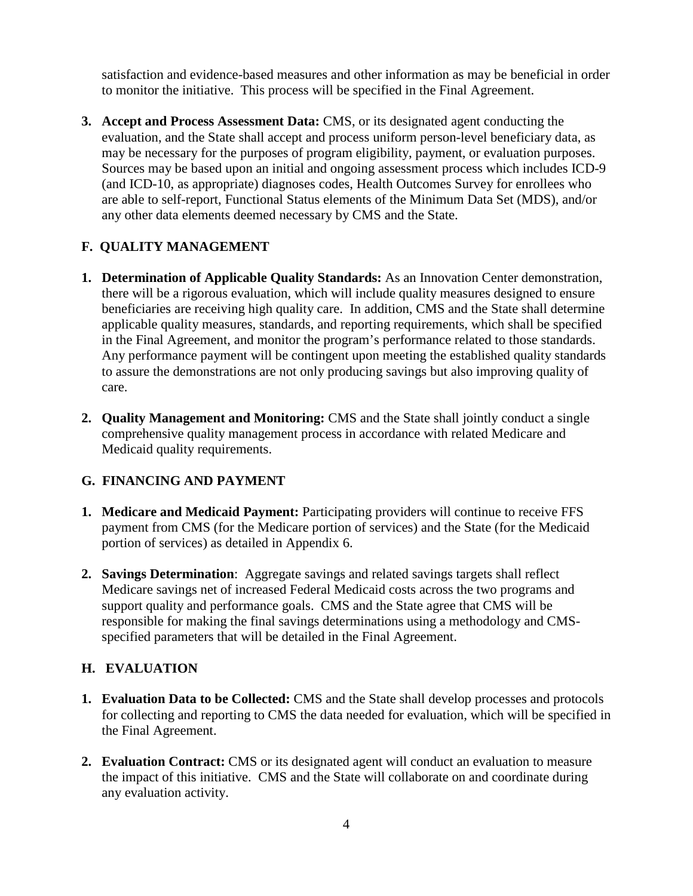satisfaction and evidence-based measures and other information as may be beneficial in order to monitor the initiative. This process will be specified in the Final Agreement.

3. **Accept and Process Assessment Data:** CMS, or its designated agent conducting the evaluation, and the State shall accept and process uniform person-level beneficiary data, as may be necessary for the purposes of program eligibility, payment, or evaluation purposes. Sources may be based upon an initial and ongoing assessment process which includes ICD-9 (and ICD-10, as appropriate) diagnoses codes, Health Outcomes Survey for enrollees who are able to self-report, Functional Status elements of the Minimum Data Set (MDS), and/or any other data elements deemed necessary by CMS and the State.

## F. QUALITY MANAGEMENT

1. **Determination of Applicable Quality Standards:** As an Innovation Center demonstration, there will be a rigorous evaluation, which will include quality measures designed to ensure beneficiaries are receiving high quality care. In addition, CMS and the State shall determine applicable quality measures, standards, and reporting requirements, which shall be specified in the Final Agreement, and monitor the program's performance related to those standards. Any performance payment will be contingent upon meeting the established quality standards to assure the demonstrations are not only producing savings but also improving quality of care.

2. **Quality Management and Monitoring:** CMS and the State shall jointly conduct a single comprehensive quality management process in accordance with related Medicare and Medicaid quality requirements.

## G. FINANCING AND PAYMENT

1. **Medicare and Medicaid Payment:** Participating providers will continue to receive FFS payment from CMS (for the Medicare portion of services) and the State (for the Medicaid portion of services) as detailed in Appendix 6.

2. **Savings Determination**: Aggregate savings and related savings targets shall reflect Medicare savings net of increased Federal Medicaid costs across the two programs and support quality and performance goals. CMS and the State agree that CMS will be responsible for making the final savings determinations using a methodology and CMS-specified parameters that will be detailed in the Final Agreement.

## H. EVALUATION

1. **Evaluation Data to be Collected:** CMS and the State shall develop processes and protocols for collecting and reporting to CMS the data needed for evaluation, which will be specified in the Final Agreement.

2. **Evaluation Contract:** CMS or its designated agent will conduct an evaluation to measure the impact of this initiative. CMS and the State will collaborate on and coordinate during any evaluation activity.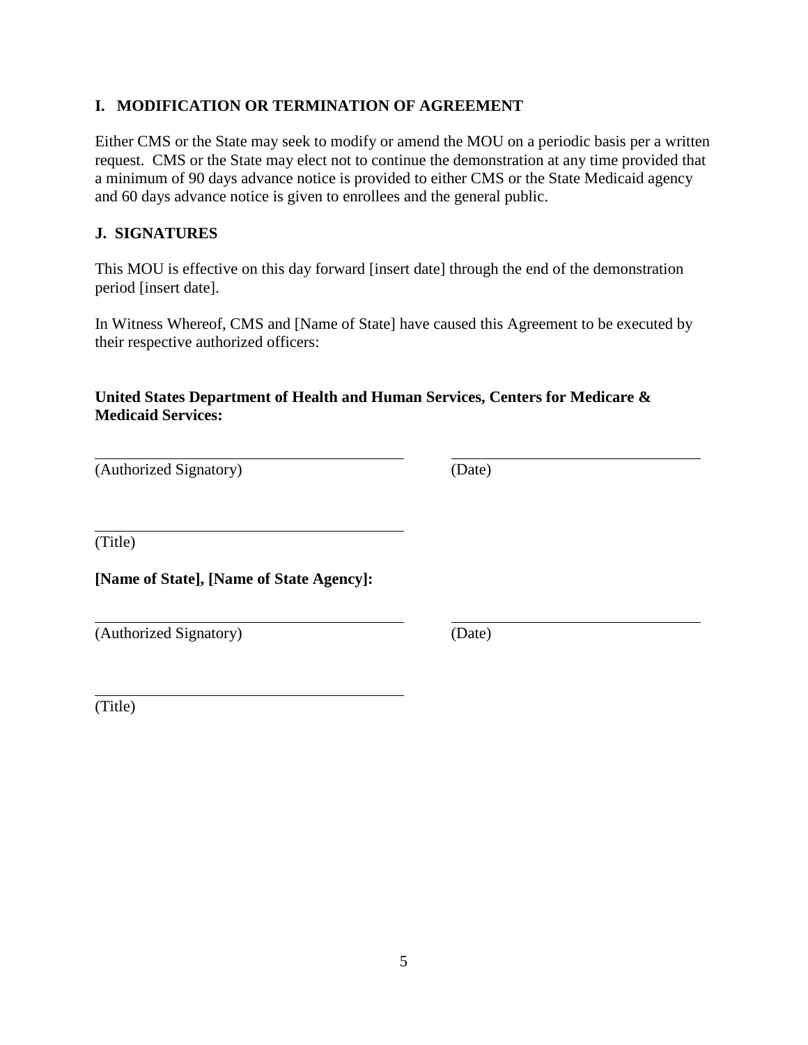## I. MODIFICATION OR TERMINATION OF AGREEMENT

Either CMS or the State may seek to modify or amend the MOU on a periodic basis per a written request. CMS or the State may elect not to continue the demonstration at any time provided that a minimum of 90 days advance notice is provided to either CMS or the State Medicaid agency and 60 days advance notice is given to enrollees and the general public.

## J. SIGNATURES

This MOU is effective on this day forward [insert date] through the end of the demonstration period [insert date].

In Witness Whereof, CMS and [Name of State] have caused this Agreement to be executed by their respective authorized officers:

**United States Department of Health and Human Services, Centers for Medicare & Medicaid Services:**

\_\_\_\_\_\_\_\_\_\_\_\_\_\_\_\_\_\_\_\_\_\_\_\_\_\_\_\_\_\_\_\_\_\_\_\_\_\_ \_\_\_\_\_\_\_\_\_\_\_\_\_\_\_\_\_\_\_\_\_\_\_\_\_\_\_\_\_\_\_\_
(Authorized Signatory) (Date)

\_\_\_\_\_\_\_\_\_\_\_\_\_\_\_\_\_\_\_\_\_\_\_\_\_\_\_\_\_\_\_\_\_\_\_\_\_\_
(Title)

**[Name of State], [Name of State Agency]:**

\_\_\_\_\_\_\_\_\_\_\_\_\_\_\_\_\_\_\_\_\_\_\_\_\_\_\_\_\_\_\_\_\_\_\_\_\_\_ \_\_\_\_\_\_\_\_\_\_\_\_\_\_\_\_\_\_\_\_\_\_\_\_\_\_\_\_\_\_\_\_
(Authorized Signatory) (Date)

\_\_\_\_\_\_\_\_\_\_\_\_\_\_\_\_\_\_\_\_\_\_\_\_\_\_\_\_\_\_\_\_\_\_\_\_\_\_
(Title)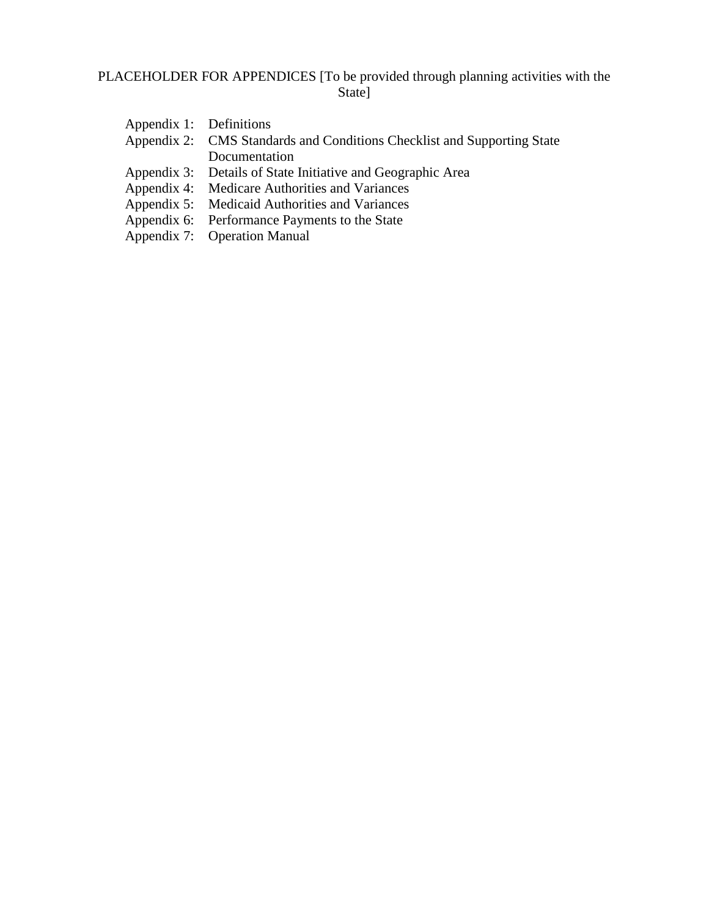PLACEHOLDER FOR APPENDICES [To be provided through planning activities with the State]

Appendix 1: Definitions
Appendix 2: CMS Standards and Conditions Checklist and Supporting State Documentation
Appendix 3: Details of State Initiative and Geographic Area
Appendix 4: Medicare Authorities and Variances
Appendix 5: Medicaid Authorities and Variances
Appendix 6: Performance Payments to the State
Appendix 7: Operation Manual